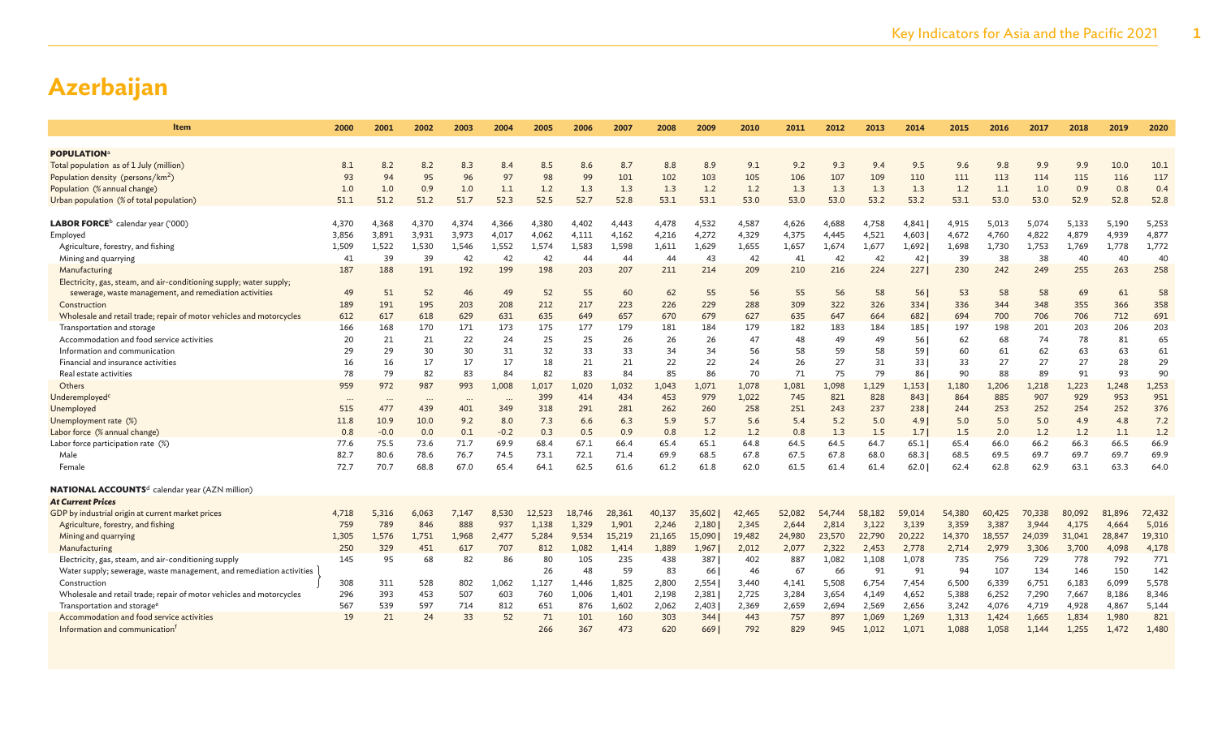# Azerbaijan

| Item | 2000 | 2001 | 2002 | 2003 | 2004 | 2005 | 2006 | 2007 | 2008 | 2009 | 2010 | 2011 | 2012 | 2013 | 2014 | 2015 | 2016 | 2017 | 2018 | 2019 | 2020 |
|---|---|---|---|---|---|---|---|---|---|---|---|---|---|---|---|---|---|---|---|---|---|
| **POPULATION**[a] | | | | | | | | | | | | | | | | | | | | | |
| Total population as of 1 July (million) | 8.1 | 8.2 | 8.2 | 8.3 | 8.4 | 8.5 | 8.6 | 8.7 | 8.8 | 8.9 | 9.1 | 9.2 | 9.3 | 9.4 | 9.5 | 9.6 | 9.8 | 9.9 | 9.9 | 10.0 | 10.1 |
| Population density (persons/km$^2$) | 93 | 94 | 95 | 96 | 97 | 98 | 99 | 101 | 102 | 103 | 105 | 106 | 107 | 109 | 110 | 111 | 113 | 114 | 115 | 116 | 117 |
| Population (% annual change) | 1.0 | 1.0 | 0.9 | 1.0 | 1.1 | 1.2 | 1.3 | 1.3 | 1.3 | 1.2 | 1.2 | 1.3 | 1.3 | 1.3 | 1.3 | 1.2 | 1.1 | 1.0 | 0.9 | 0.8 | 0.4 |
| Urban population (% of total population) | 51.1 | 51.2 | 51.2 | 51.7 | 52.3 | 52.5 | 52.7 | 52.8 | 53.1 | 53.1 | 53.0 | 53.0 | 53.0 | 53.2 | 53.2 | 53.1 | 53.0 | 53.0 | 52.9 | 52.8 | 52.8 |
| **LABOR FORCE**[b] calendar year ('000) | 4,370 | 4,368 | 4,370 | 4,374 | 4,366 | 4,380 | 4,402 | 4,443 | 4,478 | 4,532 | 4,587 | 4,626 | 4,688 | 4,758 | 4,841 \| | 4,915 | 5,013 | 5,074 | 5,133 | 5,190 | 5,253 |
| Employed | 3,856 | 3,891 | 3,931 | 3,973 | 4,017 | 4,062 | 4,111 | 4,162 | 4,216 | 4,272 | 4,329 | 4,375 | 4,445 | 4,521 | 4,603 \| | 4,672 | 4,760 | 4,822 | 4,879 | 4,939 | 4,877 |
| Agriculture, forestry, and fishing | 1,509 | 1,522 | 1,530 | 1,546 | 1,552 | 1,574 | 1,583 | 1,598 | 1,611 | 1,629 | 1,655 | 1,657 | 1,674 | 1,677 | 1,692 \| | 1,698 | 1,730 | 1,753 | 1,769 | 1,778 | 1,772 |
| Mining and quarrying | 41 | 39 | 39 | 42 | 42 | 42 | 44 | 44 | 44 | 43 | 42 | 41 | 42 | 42 | 42 \| | 39 | 38 | 38 | 40 | 40 | 40 |
| Manufacturing | 187 | 188 | 191 | 192 | 199 | 198 | 203 | 207 | 211 | 214 | 209 | 210 | 216 | 224 | 227 \| | 230 | 242 | 249 | 255 | 263 | 258 |
| Electricity, gas, steam, and air-conditioning supply; water supply; sewerage, waste management, and remediation activities | 49 | 51 | 52 | 46 | 49 | 52 | 55 | 60 | 62 | 55 | 56 | 55 | 56 | 58 | 56 \| | 53 | 58 | 58 | 69 | 61 | 58 |
| Construction | 189 | 191 | 195 | 203 | 208 | 212 | 217 | 223 | 226 | 229 | 288 | 309 | 322 | 326 | 334 \| | 336 | 344 | 348 | 355 | 366 | 358 |
| Wholesale and retail trade; repair of motor vehicles and motorcycles | 612 | 617 | 618 | 629 | 631 | 635 | 649 | 657 | 670 | 679 | 627 | 635 | 647 | 664 | 682 \| | 694 | 700 | 706 | 706 | 712 | 691 |
| Transportation and storage | 166 | 168 | 170 | 171 | 173 | 175 | 177 | 179 | 181 | 184 | 179 | 182 | 183 | 184 | 185 \| | 197 | 198 | 201 | 203 | 206 | 203 |
| Accommodation and food service activities | 20 | 21 | 21 | 22 | 24 | 25 | 25 | 26 | 26 | 26 | 47 | 48 | 49 | 49 | 56 \| | 62 | 68 | 74 | 78 | 81 | 65 |
| Information and communication | 29 | 29 | 30 | 30 | 31 | 32 | 33 | 33 | 34 | 34 | 56 | 58 | 59 | 58 | 59 \| | 60 | 61 | 62 | 63 | 63 | 61 |
| Financial and insurance activities | 16 | 16 | 17 | 17 | 17 | 18 | 21 | 21 | 22 | 22 | 24 | 26 | 27 | 31 | 33 \| | 33 | 27 | 27 | 27 | 28 | 29 |
| Real estate activities | 78 | 79 | 82 | 83 | 84 | 82 | 83 | 84 | 85 | 86 | 70 | 71 | 75 | 79 | 86 \| | 90 | 88 | 89 | 91 | 93 | 90 |
| Others | 959 | 972 | 987 | 993 | 1,008 | 1,017 | 1,020 | 1,032 | 1,043 | 1,071 | 1,078 | 1,081 | 1,098 | 1,129 | 1,153 \| | 1,180 | 1,206 | 1,218 | 1,223 | 1,248 | 1,253 |
| Underemployed[c] | ... | ... | ... | ... | ... | 399 | 414 | 434 | 453 | 979 | 1,022 | 745 | 821 | 828 | 843 \| | 864 | 885 | 907 | 929 | 953 | 951 |
| Unemployed | 515 | 477 | 439 | 401 | 349 | 318 | 291 | 281 | 262 | 260 | 258 | 251 | 243 | 237 | 238 \| | 244 | 253 | 252 | 254 | 252 | 376 |
| Unemployment rate (%) | 11.8 | 10.9 | 10.0 | 9.2 | 8.0 | 7.3 | 6.6 | 6.3 | 5.9 | 5.7 | 5.6 | 5.4 | 5.2 | 5.0 | 4.9 \| | 5.0 | 5.0 | 5.0 | 4.9 | 4.8 | 7.2 |
| Labor force (% annual change) | 0.8 | -0.0 | 0.0 | 0.1 | -0.2 | 0.3 | 0.5 | 0.9 | 0.8 | 1.2 | 1.2 | 0.8 | 1.3 | 1.5 | 1.7 \| | 1.5 | 2.0 | 1.2 | 1.2 | 1.1 | 1.2 |
| Labor force participation rate (%) | 77.6 | 75.5 | 73.6 | 71.7 | 69.9 | 68.4 | 67.1 | 66.4 | 65.4 | 65.1 | 64.8 | 64.5 | 64.5 | 64.7 | 65.1 \| | 65.4 | 66.0 | 66.2 | 66.3 | 66.5 | 66.9 |
| Male | 82.7 | 80.6 | 78.6 | 76.7 | 74.5 | 73.1 | 72.1 | 71.4 | 69.9 | 68.5 | 67.8 | 67.5 | 67.8 | 68.0 | 68.3 \| | 68.5 | 69.5 | 69.7 | 69.7 | 69.7 | 69.9 |
| Female | 72.7 | 70.7 | 68.8 | 67.0 | 65.4 | 64.1 | 62.5 | 61.6 | 61.2 | 61.8 | 62.0 | 61.5 | 61.4 | 61.4 | 62.0 \| | 62.4 | 62.8 | 62.9 | 63.1 | 63.3 | 64.0 |
| **NATIONAL ACCOUNTS**[d] calendar year (AZN million) | | | | | | | | | | | | | | | | | | | | | |
| ***At Current Prices*** | | | | | | | | | | | | | | | | | | | | | |
| GDP by industrial origin at current market prices | 4,718 | 5,316 | 6,063 | 7,147 | 8,530 | 12,523 | 18,746 | 28,361 | 40,137 | 35,602 \| | 42,465 | 52,082 | 54,744 | 58,182 | 59,014 | 54,380 | 60,425 | 70,338 | 80,092 | 81,896 | 72,432 |
| Agriculture, forestry, and fishing | 759 | 789 | 846 | 888 | 937 | 1,138 | 1,329 | 1,901 | 2,246 | 2,180 \| | 2,345 | 2,644 | 2,814 | 3,122 | 3,139 | 3,359 | 3,387 | 3,944 | 4,175 | 4,664 | 5,016 |
| Mining and quarrying | 1,305 | 1,576 | 1,751 | 1,968 | 2,477 | 5,284 | 9,534 | 15,219 | 21,165 | 15,090 \| | 19,482 | 24,980 | 23,570 | 22,790 | 20,222 | 14,370 | 18,557 | 24,039 | 31,041 | 28,847 | 19,310 |
| Manufacturing | 250 | 329 | 451 | 617 | 707 | 812 | 1,082 | 1,414 | 1,889 | 1,967 \| | 2,012 | 2,077 | 2,322 | 2,453 | 2,778 | 2,714 | 2,979 | 3,306 | 3,700 | 4,098 | 4,178 |
| Electricity, gas, steam, and air-conditioning supply | 145 | 95 | 68 | 82 | 86 | 80 | 105 | 235 | 438 | 387 \| | 402 | 887 | 1,082 | 1,108 | 1,078 | 735 | 756 | 729 | 778 | 792 | 771 |
| Water supply; sewerage, waste management, and remediation activities | | | | | | 26 | 48 | 59 | 83 | 66 \| | 46 | 67 | 66 | 91 | 91 | 94 | 107 | 134 | 146 | 150 | 142 |
| Construction | 308 | 311 | 528 | 802 | 1,062 | 1,127 | 1,446 | 1,825 | 2,800 | 2,554 \| | 3,440 | 4,141 | 5,508 | 6,754 | 7,454 | 6,500 | 6,339 | 6,751 | 6,183 | 6,099 | 5,578 |
| Wholesale and retail trade; repair of motor vehicles and motorcycles | 296 | 393 | 453 | 507 | 603 | 760 | 1,006 | 1,401 | 2,198 | 2,381 \| | 2,725 | 3,284 | 3,654 | 4,149 | 4,652 | 5,388 | 6,252 | 7,290 | 7,667 | 8,186 | 8,346 |
| Transportation and storage[e] | 567 | 539 | 597 | 714 | 812 | 651 | 876 | 1,602 | 2,062 | 2,403 \| | 2,369 | 2,659 | 2,694 | 2,569 | 2,656 | 3,242 | 4,076 | 4,719 | 4,928 | 4,867 | 5,144 |
| Accommodation and food service activities | 19 | 21 | 24 | 33 | 52 | 71 | 101 | 160 | 303 | 344 \| | 443 | 757 | 897 | 1,069 | 1,269 | 1,313 | 1,424 | 1,665 | 1,834 | 1,980 | 821 |
| Information and communication[f] | | | | | | 266 | 367 | 473 | 620 | 669 \| | 792 | 829 | 945 | 1,012 | 1,071 | 1,088 | 1,058 | 1,144 | 1,255 | 1,472 | 1,480 |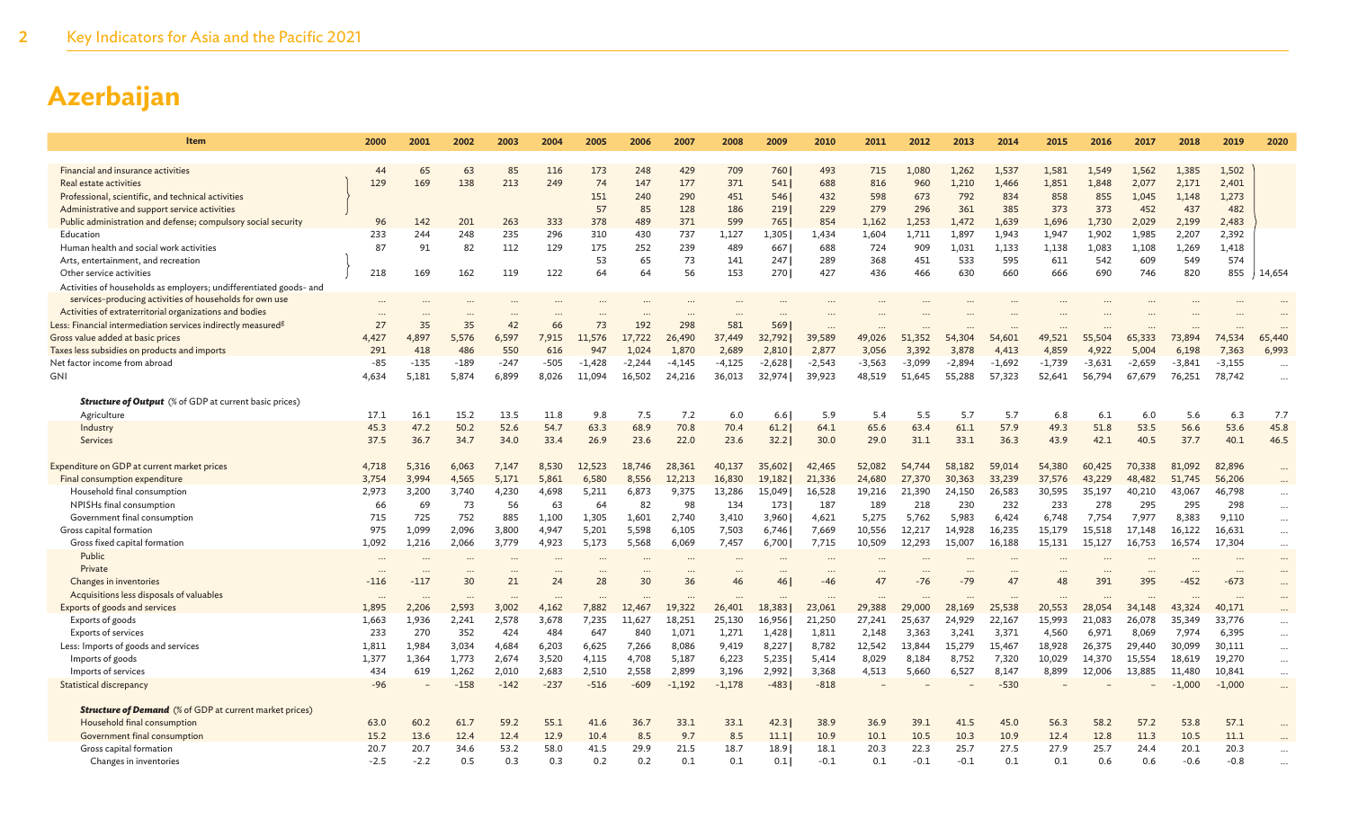# Azerbaijan

| Item | 2000 | 2001 | 2002 | 2003 | 2004 | 2005 | 2006 | 2007 | 2008 | 2009 | 2010 | 2011 | 2012 | 2013 | 2014 | 2015 | 2016 | 2017 | 2018 | 2019 | 2020 |
|---|---|---|---|---|---|---|---|---|---|---|---|---|---|---|---|---|---|---|---|---|---|
| Financial and insurance activities | 44 | 65 | 63 | 85 | 116 | 173 | 248 | 429 | 709 | 760 | 493 | 715 | 1,080 | 1,262 | 1,537 | 1,581 | 1,549 | 1,562 | 1,385 | 1,502 | |
| Real estate activities | 129 | 169 | 138 | 213 | 249 | 74 | 147 | 177 | 371 | 541 | 688 | 816 | 960 | 1,210 | 1,466 | 1,851 | 1,848 | 2,077 | 2,171 | 2,401 | |
| Professional, scientific, and technical activities | | | | | | 151 | 240 | 290 | 451 | 546 | 432 | 598 | 673 | 792 | 834 | 858 | 855 | 1,045 | 1,148 | 1,273 | |
| Administrative and support service activities | | | | | | 57 | 85 | 128 | 186 | 219 | 229 | 279 | 296 | 361 | 385 | 373 | 373 | 452 | 437 | 482 | |
| Public administration and defense; compulsory social security | 96 | 142 | 201 | 263 | 333 | 378 | 489 | 371 | 599 | 765 | 854 | 1,162 | 1,253 | 1,472 | 1,639 | 1,696 | 1,730 | 2,029 | 2,199 | 2,483 | |
| Education | 233 | 244 | 248 | 235 | 296 | 310 | 430 | 737 | 1,127 | 1,305 | 1,434 | 1,604 | 1,711 | 1,897 | 1,943 | 1,947 | 1,902 | 1,985 | 2,207 | 2,392 | |
| Human health and social work activities | 87 | 91 | 82 | 112 | 129 | 175 | 252 | 239 | 489 | 667 | 688 | 724 | 909 | 1,031 | 1,133 | 1,138 | 1,083 | 1,108 | 1,269 | 1,418 | |
| Arts, entertainment, and recreation | | | | | | 53 | 65 | 73 | 141 | 247 | 289 | 368 | 451 | 533 | 595 | 611 | 542 | 609 | 549 | 574 | |
| Other service activities | 218 | 169 | 162 | 119 | 122 | 64 | 64 | 56 | 153 | 270 | 427 | 436 | 466 | 630 | 660 | 666 | 690 | 746 | 820 | 855 | 14,654 |
| Activities of households as employers; undifferentiated goods- and services-producing activities of households for own use | ... | ... | ... | ... | ... | ... | ... | ... | ... | ... | ... | ... | ... | ... | ... | ... | ... | ... | ... | ... | ... |
| Activities of extraterritorial organizations and bodies | ... | ... | ... | ... | ... | ... | ... | ... | ... | ... | ... | ... | ... | ... | ... | ... | ... | ... | ... | ... | ... |
| Less: Financial intermediation services indirectly measured[g] | 27 | 35 | 35 | 42 | 66 | 73 | 192 | 298 | 581 | 569 | ... | ... | ... | ... | ... | ... | ... | ... | ... | ... | ... |
| Gross value added at basic prices | 4,427 | 4,897 | 5,576 | 6,597 | 7,915 | 11,576 | 17,722 | 26,490 | 37,449 | 32,792 | 39,589 | 49,026 | 51,352 | 54,304 | 54,601 | 49,521 | 55,504 | 65,333 | 73,894 | 74,534 | 65,440 |
| Taxes less subsidies on products and imports | 291 | 418 | 486 | 550 | 616 | 947 | 1,024 | 1,870 | 2,689 | 2,810 | 2,877 | 3,056 | 3,392 | 3,878 | 4,413 | 4,859 | 4,922 | 5,004 | 6,198 | 7,363 | 6,993 |
| Net factor income from abroad | -85 | -135 | -189 | -247 | -505 | -1,428 | -2,244 | -4,145 | -4,125 | -2,628 | -2,543 | -3,563 | -3,099 | -2,894 | -1,692 | -1,739 | -3,631 | -2,659 | -3,841 | -3,155 | ... |
| GNI | 4,634 | 5,181 | 5,874 | 6,899 | 8,026 | 11,094 | 16,502 | 24,216 | 36,013 | 32,974 | 39,923 | 48,519 | 51,645 | 55,288 | 57,323 | 52,641 | 56,794 | 67,679 | 76,251 | 78,742 | ... |
| ***Structure of Output*** (% of GDP at current basic prices) | | | | | | | | | | | | | | | | | | | | | |
| Agriculture | 17.1 | 16.1 | 15.2 | 13.5 | 11.8 | 9.8 | 7.5 | 7.2 | 6.0 | 6.6 | 5.9 | 5.4 | 5.5 | 5.7 | 5.7 | 6.8 | 6.1 | 6.0 | 5.6 | 6.3 | 7.7 |
| Industry | 45.3 | 47.2 | 50.2 | 52.6 | 54.7 | 63.3 | 68.9 | 70.8 | 70.4 | 61.2 | 64.1 | 65.6 | 63.4 | 61.1 | 57.9 | 49.3 | 51.8 | 53.5 | 56.6 | 53.6 | 45.8 |
| Services | 37.5 | 36.7 | 34.7 | 34.0 | 33.4 | 26.9 | 23.6 | 22.0 | 23.6 | 32.2 | 30.0 | 29.0 | 31.1 | 33.1 | 36.3 | 43.9 | 42.1 | 40.5 | 37.7 | 40.1 | 46.5 |
| Expenditure on GDP at current market prices | 4,718 | 5,316 | 6,063 | 7,147 | 8,530 | 12,523 | 18,746 | 28,361 | 40,137 | 35,602 | 42,465 | 52,082 | 54,744 | 58,182 | 59,014 | 54,380 | 60,425 | 70,338 | 81,092 | 82,896 | ... |
| Final consumption expenditure | 3,754 | 3,994 | 4,565 | 5,171 | 5,861 | 6,580 | 8,556 | 12,213 | 16,830 | 19,182 | 21,336 | 24,680 | 27,370 | 30,363 | 33,239 | 37,576 | 43,229 | 48,482 | 51,745 | 56,206 | ... |
| Household final consumption | 2,973 | 3,200 | 3,740 | 4,230 | 4,698 | 5,211 | 6,873 | 9,375 | 13,286 | 15,049 | 16,528 | 19,216 | 21,390 | 24,150 | 26,583 | 30,595 | 35,197 | 40,210 | 43,067 | 46,798 | ... |
| NPISHs final consumption | 66 | 69 | 73 | 56 | 63 | 64 | 82 | 98 | 134 | 173 | 187 | 189 | 218 | 230 | 232 | 233 | 278 | 295 | 295 | 298 | ... |
| Government final consumption | 715 | 725 | 752 | 885 | 1,100 | 1,305 | 1,601 | 2,740 | 3,410 | 3,960 | 4,621 | 5,275 | 5,762 | 5,983 | 6,424 | 6,748 | 7,754 | 7,977 | 8,383 | 9,110 | ... |
| Gross capital formation | 975 | 1,099 | 2,096 | 3,800 | 4,947 | 5,201 | 5,598 | 6,105 | 7,503 | 6,746 | 7,669 | 10,556 | 12,217 | 14,928 | 16,235 | 15,179 | 15,518 | 17,148 | 16,122 | 16,631 | ... |
| Gross fixed capital formation | 1,092 | 1,216 | 2,066 | 3,779 | 4,923 | 5,173 | 5,568 | 6,069 | 7,457 | 6,700 | 7,715 | 10,509 | 12,293 | 15,007 | 16,188 | 15,131 | 15,127 | 16,753 | 16,574 | 17,304 | ... |
| Public | ... | ... | ... | ... | ... | ... | ... | ... | ... | ... | ... | ... | ... | ... | ... | ... | ... | ... | ... | ... | ... |
| Private | ... | ... | ... | ... | ... | ... | ... | ... | ... | ... | ... | ... | ... | ... | ... | ... | ... | ... | ... | ... | ... |
| Changes in inventories | -116 | -117 | 30 | 21 | 24 | 28 | 30 | 36 | 46 | 46 | -46 | 47 | -76 | -79 | 47 | 48 | 391 | 395 | -452 | -673 | ... |
| Acquisitions less disposals of valuables | ... | ... | ... | ... | ... | ... | ... | ... | ... | ... | ... | ... | ... | ... | ... | ... | ... | ... | ... | ... | ... |
| Exports of goods and services | 1,895 | 2,206 | 2,593 | 3,002 | 4,162 | 7,882 | 12,467 | 19,322 | 26,401 | 18,383 | 23,061 | 29,388 | 29,000 | 28,169 | 25,538 | 20,553 | 28,054 | 34,148 | 43,324 | 40,171 | ... |
| Exports of goods | 1,663 | 1,936 | 2,241 | 2,578 | 3,678 | 7,235 | 11,627 | 18,251 | 25,130 | 16,956 | 21,250 | 27,241 | 25,637 | 24,929 | 22,167 | 15,993 | 21,083 | 26,078 | 35,349 | 33,776 | ... |
| Exports of services | 233 | 270 | 352 | 424 | 484 | 647 | 840 | 1,071 | 1,271 | 1,428 | 1,811 | 2,148 | 3,363 | 3,241 | 3,371 | 4,560 | 6,971 | 8,069 | 7,974 | 6,395 | ... |
| Less: Imports of goods and services | 1,811 | 1,984 | 3,034 | 4,684 | 6,203 | 6,625 | 7,266 | 8,086 | 9,419 | 8,227 | 8,782 | 12,542 | 13,844 | 15,279 | 15,467 | 18,928 | 26,375 | 29,440 | 30,099 | 30,111 | ... |
| Imports of goods | 1,377 | 1,364 | 1,773 | 2,674 | 3,520 | 4,115 | 4,708 | 5,187 | 6,223 | 5,235 | 5,414 | 8,029 | 8,184 | 8,752 | 7,320 | 10,029 | 14,370 | 15,554 | 18,619 | 19,270 | ... |
| Imports of services | 434 | 619 | 1,262 | 2,010 | 2,683 | 2,510 | 2,558 | 2,899 | 3,196 | 2,992 | 3,368 | 4,513 | 5,660 | 6,527 | 8,147 | 8,899 | 12,006 | 13,885 | 11,480 | 10,841 | ... |
| Statistical discrepancy | -96 | – | -158 | -142 | -237 | -516 | -609 | -1,192 | -1,178 | -483 | -818 | – | – | – | -530 | – | – | – | -1,000 | -1,000 | ... |
| ***Structure of Demand*** (% of GDP at current market prices) | | | | | | | | | | | | | | | | | | | | | |
| Household final consumption | 63.0 | 60.2 | 61.7 | 59.2 | 55.1 | 41.6 | 36.7 | 33.1 | 33.1 | 42.3 | 38.9 | 36.9 | 39.1 | 41.5 | 45.0 | 56.3 | 58.2 | 57.2 | 53.8 | 57.1 | ... |
| Government final consumption | 15.2 | 13.6 | 12.4 | 12.4 | 12.9 | 10.4 | 8.5 | 9.7 | 8.5 | 11.1 | 10.9 | 10.1 | 10.5 | 10.3 | 10.9 | 12.4 | 12.8 | 11.3 | 10.5 | 11.1 | ... |
| Gross capital formation | 20.7 | 20.7 | 34.6 | 53.2 | 58.0 | 41.5 | 29.9 | 21.5 | 18.7 | 18.9 | 18.1 | 20.3 | 22.3 | 25.7 | 27.5 | 27.9 | 25.7 | 24.4 | 20.1 | 20.3 | ... |
| Changes in inventories | -2.5 | -2.2 | 0.5 | 0.3 | 0.3 | 0.2 | 0.2 | 0.1 | 0.1 | 0.1 | -0.1 | 0.1 | -0.1 | -0.1 | 0.1 | 0.1 | 0.6 | 0.6 | -0.6 | -0.8 | ... |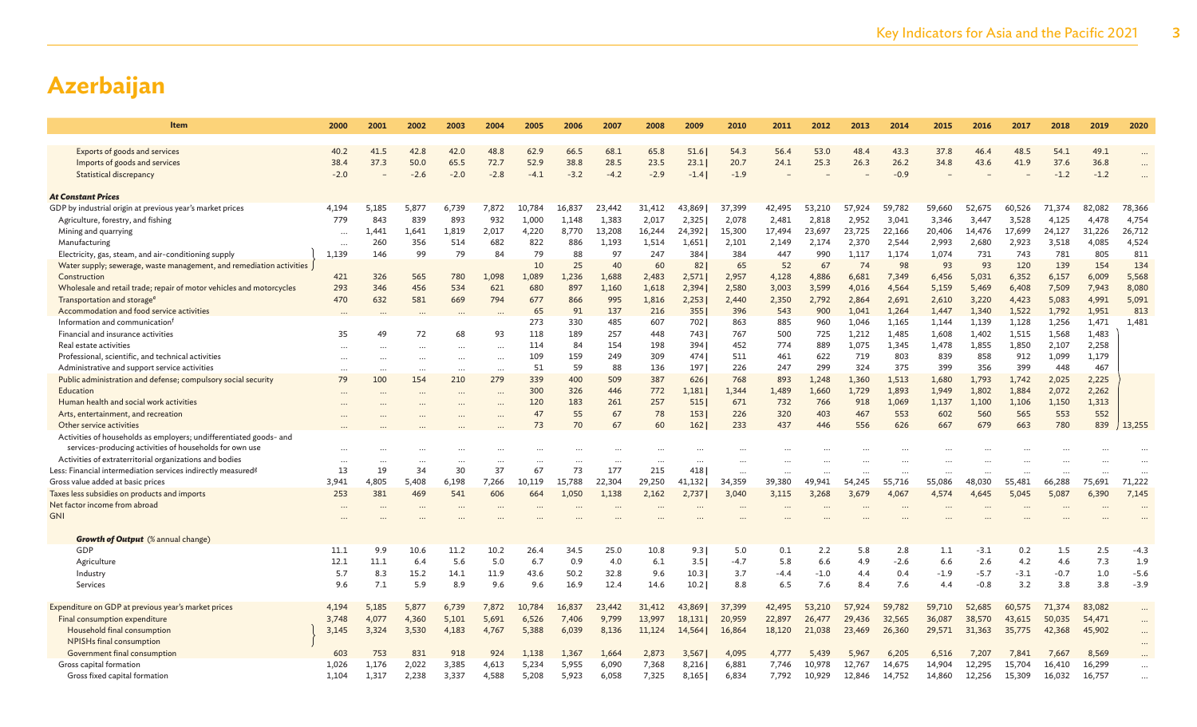# Azerbaijan

| Item | 2000 | 2001 | 2002 | 2003 | 2004 | 2005 | 2006 | 2007 | 2008 | 2009 | 2010 | 2011 | 2012 | 2013 | 2014 | 2015 | 2016 | 2017 | 2018 | 2019 | 2020 |
|---|---|---|---|---|---|---|---|---|---|---|---|---|---|---|---|---|---|---|---|---|---|
| Exports of goods and services | 40.2 | 41.5 | 42.8 | 42.0 | 48.8 | 62.9 | 66.5 | 68.1 | 65.8 | 51.6 | 54.3 | 56.4 | 53.0 | 48.4 | 43.3 | 37.8 | 46.4 | 48.5 | 54.1 | 49.1 | ... |
| Imports of goods and services | 38.4 | 37.3 | 50.0 | 65.5 | 72.7 | 52.9 | 38.8 | 28.5 | 23.5 | 23.1 | 20.7 | 24.1 | 25.3 | 26.3 | 26.2 | 34.8 | 43.6 | 41.9 | 37.6 | 36.8 | ... |
| Statistical discrepancy | -2.0 | – | -2.6 | -2.0 | -2.8 | -4.1 | -3.2 | -4.2 | -2.9 | -1.4 | -1.9 | – | – | – | -0.9 | – | – | – | -1.2 | -1.2 | ... |
| ***At Constant Prices*** | | | | | | | | | | | | | | | | | | | | | |
| GDP by industrial origin at previous year's market prices | 4,194 | 5,185 | 5,877 | 6,739 | 7,872 | 10,784 | 16,837 | 23,442 | 31,412 | 43,869 | 37,399 | 42,495 | 53,210 | 57,924 | 59,782 | 59,660 | 52,675 | 60,526 | 71,374 | 82,082 | 78,366 |
| Agriculture, forestry, and fishing | 779 | 843 | 839 | 893 | 932 | 1,000 | 1,148 | 1,383 | 2,017 | 2,325 | 2,078 | 2,481 | 2,818 | 2,952 | 3,041 | 3,346 | 3,447 | 3,528 | 4,125 | 4,478 | 4,754 |
| Mining and quarrying | ... | 1,441 | 1,641 | 1,819 | 2,017 | 4,220 | 8,770 | 13,208 | 16,244 | 24,392 | 15,300 | 17,494 | 23,697 | 23,725 | 22,166 | 20,406 | 14,476 | 17,699 | 24,127 | 31,226 | 26,712 |
| Manufacturing | ... | 260 | 356 | 514 | 682 | 822 | 886 | 1,193 | 1,514 | 1,651 | 2,101 | 2,149 | 2,174 | 2,370 | 2,544 | 2,993 | 2,680 | 2,923 | 3,518 | 4,085 | 4,524 |
| Electricity, gas, steam, and air-conditioning supply | 1,139 | 146 | 99 | 79 | 84 | 79 | 88 | 97 | 247 | 384 | 384 | 447 | 990 | 1,117 | 1,174 | 1,074 | 731 | 743 | 781 | 805 | 811 |
| Water supply; sewerage, waste management, and remediation activities | | | | | | 10 | 25 | 40 | 60 | 82 | 65 | 52 | 67 | 74 | 98 | 93 | 93 | 120 | 139 | 154 | 134 |
| Construction | 421 | 326 | 565 | 780 | 1,098 | 1,089 | 1,236 | 1,688 | 2,483 | 2,571 | 2,957 | 4,128 | 4,886 | 6,681 | 7,349 | 6,456 | 5,031 | 6,352 | 6,157 | 6,009 | 5,568 |
| Wholesale and retail trade; repair of motor vehicles and motorcycles | 293 | 346 | 456 | 534 | 621 | 680 | 897 | 1,160 | 1,618 | 2,394 | 2,580 | 3,003 | 3,599 | 4,016 | 4,564 | 5,159 | 5,469 | 6,408 | 7,509 | 7,943 | 8,080 |
| Transportation and storage[e] | 470 | 632 | 581 | 669 | 794 | 677 | 866 | 995 | 1,816 | 2,253 | 2,440 | 2,350 | 2,792 | 2,864 | 2,691 | 2,610 | 3,220 | 4,423 | 5,083 | 4,991 | 5,091 |
| Accommodation and food service activities | ... | ... | ... | ... | ... | 65 | 91 | 137 | 216 | 355 | 396 | 543 | 900 | 1,041 | 1,264 | 1,447 | 1,340 | 1,522 | 1,792 | 1,951 | 813 |
| Information and communication[f] | | | | | | 273 | 330 | 485 | 607 | 702 | 863 | 885 | 960 | 1,046 | 1,165 | 1,144 | 1,139 | 1,128 | 1,256 | 1,471 | 1,481 |
| Financial and insurance activities | 35 | 49 | 72 | 68 | 93 | 118 | 189 | 257 | 448 | 743 | 767 | 500 | 725 | 1,212 | 1,485 | 1,608 | 1,402 | 1,515 | 1,568 | 1,483 | |
| Real estate activities | ... | ... | ... | ... | ... | 114 | 84 | 154 | 198 | 394 | 452 | 774 | 889 | 1,075 | 1,345 | 1,478 | 1,855 | 1,850 | 2,107 | 2,258 | |
| Professional, scientific, and technical activities | ... | ... | ... | ... | ... | 109 | 159 | 249 | 309 | 474 | 511 | 461 | 622 | 719 | 803 | 839 | 858 | 912 | 1,099 | 1,179 | |
| Administrative and support service activities | ... | ... | ... | ... | ... | 51 | 59 | 88 | 136 | 197 | 226 | 247 | 299 | 324 | 375 | 399 | 356 | 399 | 448 | 467 | |
| Public administration and defense; compulsory social security | 79 | 100 | 154 | 210 | 279 | 339 | 400 | 509 | 387 | 626 | 768 | 893 | 1,248 | 1,360 | 1,513 | 1,680 | 1,793 | 1,742 | 2,025 | 2,225 | |
| Education | ... | ... | ... | ... | ... | 300 | 326 | 446 | 772 | 1,181 | 1,344 | 1,489 | 1,660 | 1,729 | 1,893 | 1,949 | 1,802 | 1,884 | 2,072 | 2,262 | |
| Human health and social work activities | ... | ... | ... | ... | ... | 120 | 183 | 261 | 257 | 515 | 671 | 732 | 766 | 918 | 1,069 | 1,137 | 1,100 | 1,106 | 1,150 | 1,313 | |
| Arts, entertainment, and recreation | ... | ... | ... | ... | ... | 47 | 55 | 67 | 78 | 153 | 226 | 320 | 403 | 467 | 553 | 602 | 560 | 565 | 553 | 552 | |
| Other service activities | ... | ... | ... | ... | ... | 73 | 70 | 67 | 60 | 162 | 233 | 437 | 446 | 556 | 626 | 667 | 679 | 663 | 780 | 839 | 13,255 |
| Activities of households as employers; undifferentiated goods- and services-producing activities of households for own use | ... | ... | ... | ... | ... | ... | ... | ... | ... | ... | ... | ... | ... | ... | ... | ... | ... | ... | ... | ... | ... |
| Activities of extraterritorial organizations and bodies | ... | ... | ... | ... | ... | ... | ... | ... | ... | ... | ... | ... | ... | ... | ... | ... | ... | ... | ... | ... | ... |
| Less: Financial intermediation services indirectly measured[g] | 13 | 19 | 34 | 30 | 37 | 67 | 73 | 177 | 215 | 418 | ... | ... | ... | ... | ... | ... | ... | ... | ... | ... | ... |
| Gross value added at basic prices | 3,941 | 4,805 | 5,408 | 6,198 | 7,266 | 10,119 | 15,788 | 22,304 | 29,250 | 41,132 | 34,359 | 39,380 | 49,941 | 54,245 | 55,716 | 55,086 | 48,030 | 55,481 | 66,288 | 75,691 | 71,222 |
| Taxes less subsidies on products and imports | 253 | 381 | 469 | 541 | 606 | 664 | 1,050 | 1,138 | 2,162 | 2,737 | 3,040 | 3,115 | 3,268 | 3,679 | 4,067 | 4,574 | 4,645 | 5,045 | 5,087 | 6,390 | 7,145 |
| Net factor income from abroad | ... | ... | ... | ... | ... | ... | ... | ... | ... | ... | ... | ... | ... | ... | ... | ... | ... | ... | ... | ... | ... |
| GNI | ... | ... | ... | ... | ... | ... | ... | ... | ... | ... | ... | ... | ... | ... | ... | ... | ... | ... | ... | ... | ... |
| ***Growth of Output*** (% annual change) | | | | | | | | | | | | | | | | | | | | | |
| GDP | 11.1 | 9.9 | 10.6 | 11.2 | 10.2 | 26.4 | 34.5 | 25.0 | 10.8 | 9.3 | 5.0 | 0.1 | 2.2 | 5.8 | 2.8 | 1.1 | -3.1 | 0.2 | 1.5 | 2.5 | -4.3 |
| Agriculture | 12.1 | 11.1 | 6.4 | 5.6 | 5.0 | 6.7 | 0.9 | 4.0 | 6.1 | 3.5 | -4.7 | 5.8 | 6.6 | 4.9 | -2.6 | 6.6 | 2.6 | 4.2 | 4.6 | 7.3 | 1.9 |
| Industry | 5.7 | 8.3 | 15.2 | 14.1 | 11.9 | 43.6 | 50.2 | 32.8 | 9.6 | 10.3 | 3.7 | -4.4 | -1.0 | 4.4 | 0.4 | -1.9 | -5.7 | -3.1 | -0.7 | 1.0 | -5.6 |
| Services | 9.6 | 7.1 | 5.9 | 8.9 | 9.6 | 9.6 | 16.9 | 12.4 | 14.6 | 10.2 | 8.8 | 6.5 | 7.6 | 8.4 | 7.6 | 4.4 | -0.8 | 3.2 | 3.8 | 3.8 | -3.9 |
| Expenditure on GDP at previous year's market prices | 4,194 | 5,185 | 5,877 | 6,739 | 7,872 | 10,784 | 16,837 | 23,442 | 31,412 | 43,869 | 37,399 | 42,495 | 53,210 | 57,924 | 59,782 | 59,710 | 52,685 | 60,575 | 71,374 | 83,082 | ... |
| Final consumption expenditure | 3,748 | 4,077 | 4,360 | 5,101 | 5,691 | 6,526 | 7,406 | 9,799 | 13,997 | 18,131 | 20,959 | 22,897 | 26,477 | 29,436 | 32,565 | 36,087 | 38,570 | 43,615 | 50,035 | 54,471 | ... |
| Household final consumption | 3,145 | 3,324 | 3,530 | 4,183 | 4,767 | 5,388 | 6,039 | 8,136 | 11,124 | 14,564 | 16,864 | 18,120 | 21,038 | 23,469 | 26,360 | 29,571 | 31,363 | 35,775 | 42,368 | 45,902 | ... |
| NPISHs final consumption | | | | | | | | | | | | | | | | | | | | | ... |
| Government final consumption | 603 | 753 | 831 | 918 | 924 | 1,138 | 1,367 | 1,664 | 2,873 | 3,567 | 4,095 | 4,777 | 5,439 | 5,967 | 6,205 | 6,516 | 7,207 | 7,841 | 7,667 | 8,569 | ... |
| Gross capital formation | 1,026 | 1,176 | 2,022 | 3,385 | 4,613 | 5,234 | 5,955 | 6,090 | 7,368 | 8,216 | 6,881 | 7,746 | 10,978 | 12,767 | 14,675 | 14,904 | 12,295 | 15,704 | 16,410 | 16,299 | ... |
| Gross fixed capital formation | 1,104 | 1,317 | 2,238 | 3,337 | 4,588 | 5,208 | 5,923 | 6,058 | 7,325 | 8,165 | 6,834 | 7,792 | 10,929 | 12,846 | 14,752 | 14,860 | 12,256 | 15,309 | 16,032 | 16,757 | ... |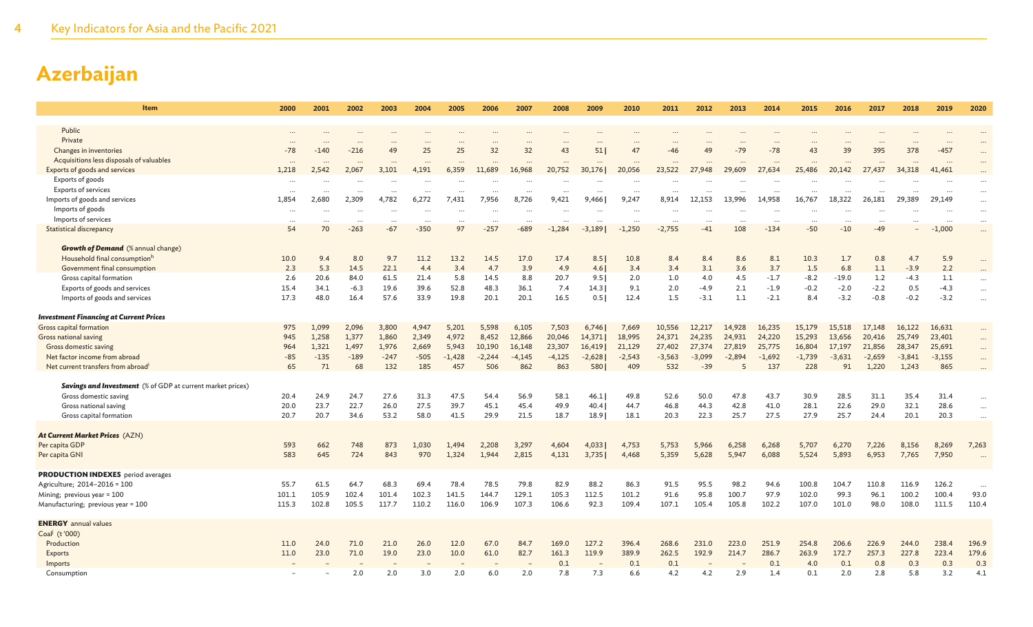# Azerbaijan

| Item | 2000 | 2001 | 2002 | 2003 | 2004 | 2005 | 2006 | 2007 | 2008 | 2009 | 2010 | 2011 | 2012 | 2013 | 2014 | 2015 | 2016 | 2017 | 2018 | 2019 | 2020 |
|---|---|---|---|---|---|---|---|---|---|---|---|---|---|---|---|---|---|---|---|---|---|
| Public | ... | ... | ... | ... | ... | ... | ... | ... | ... | ... | ... | ... | ... | ... | ... | ... | ... | ... | ... | ... | ... |
| Private | ... | ... | ... | ... | ... | ... | ... | ... | ... | ... | ... | ... | ... | ... | ... | ... | ... | ... | ... | ... | ... |
| Changes in inventories | -78 | -140 | -216 | 49 | 25 | 25 | 32 | 32 | 43 | 51 \| | 47 | -46 | 49 | -79 | -78 | 43 | 39 | 395 | 378 | -457 | ... |
| Acquisitions less disposals of valuables | ... | ... | ... | ... | ... | ... | ... | ... | ... | ... | ... | ... | ... | ... | ... | ... | ... | ... | ... | ... | ... |
| Exports of goods and services | 1,218 | 2,542 | 2,067 | 3,101 | 4,191 | 6,359 | 11,689 | 16,968 | 20,752 | 30,176 \| | 20,056 | 23,522 | 27,948 | 29,609 | 27,634 | 25,486 | 20,142 | 27,437 | 34,318 | 41,461 | ... |
| Exports of goods | ... | ... | ... | ... | ... | ... | ... | ... | ... | ... | ... | ... | ... | ... | ... | ... | ... | ... | ... | ... | ... |
| Exports of services | ... | ... | ... | ... | ... | ... | ... | ... | ... | ... | ... | ... | ... | ... | ... | ... | ... | ... | ... | ... | ... |
| Imports of goods and services | 1,854 | 2,680 | 2,309 | 4,782 | 6,272 | 7,431 | 7,956 | 8,726 | 9,421 | 9,466 \| | 9,247 | 8,914 | 12,153 | 13,996 | 14,958 | 16,767 | 18,322 | 26,181 | 29,389 | 29,149 | ... |
| Imports of goods | ... | ... | ... | ... | ... | ... | ... | ... | ... | ... | ... | ... | ... | ... | ... | ... | ... | ... | ... | ... | ... |
| Imports of services | ... | ... | ... | ... | ... | ... | ... | ... | ... | ... | ... | ... | ... | ... | ... | ... | ... | ... | ... | ... | ... |
| Statistical discrepancy | 54 | 70 | -263 | -67 | -350 | 97 | -257 | -689 | -1,284 | -3,189 \| | -1,250 | -2,755 | -41 | 108 | -134 | -50 | -10 | -49 | – | -1,000 | ... |
| ***Growth of Demand*** (% annual change) | | | | | | | | | | | | | | | | | | | | | |
| Household final consumption[h] | 10.0 | 9.4 | 8.0 | 9.7 | 11.2 | 13.2 | 14.5 | 17.0 | 17.4 | 8.5 \| | 10.8 | 8.4 | 8.4 | 8.6 | 8.1 | 10.3 | 1.7 | 0.8 | 4.7 | 5.9 | ... |
| Government final consumption | 2.3 | 5.3 | 14.5 | 22.1 | 4.4 | 3.4 | 4.7 | 3.9 | 4.9 | 4.6 \| | 3.4 | 3.4 | 3.1 | 3.6 | 3.7 | 1.5 | 6.8 | 1.1 | -3.9 | 2.2 | ... |
| Gross capital formation | 2.6 | 20.6 | 84.0 | 61.5 | 21.4 | 5.8 | 14.5 | 8.8 | 20.7 | 9.5 \| | 2.0 | 1.0 | 4.0 | 4.5 | -1.7 | -8.2 | -19.0 | 1.2 | -4.3 | 1.1 | ... |
| Exports of goods and services | 15.4 | 34.1 | -6.3 | 19.6 | 39.6 | 52.8 | 48.3 | 36.1 | 7.4 | 14.3 \| | 9.1 | 2.0 | -4.9 | 2.1 | -1.9 | -0.2 | -2.0 | -2.2 | 0.5 | -4.3 | ... |
| Imports of goods and services | 17.3 | 48.0 | 16.4 | 57.6 | 33.9 | 19.8 | 20.1 | 20.1 | 16.5 | 0.5 \| | 12.4 | 1.5 | -3.1 | 1.1 | -2.1 | 8.4 | -3.2 | -0.8 | -0.2 | -3.2 | ... |
| ***Investment Financing at Current Prices*** | | | | | | | | | | | | | | | | | | | | | |
| Gross capital formation | 975 | 1,099 | 2,096 | 3,800 | 4,947 | 5,201 | 5,598 | 6,105 | 7,503 | 6,746 \| | 7,669 | 10,556 | 12,217 | 14,928 | 16,235 | 15,179 | 15,518 | 17,148 | 16,122 | 16,631 | ... |
| Gross national saving | 945 | 1,258 | 1,377 | 1,860 | 2,349 | 4,972 | 8,452 | 12,866 | 20,046 | 14,371 \| | 18,995 | 24,371 | 24,235 | 24,931 | 24,220 | 15,293 | 13,656 | 20,416 | 25,749 | 23,401 | ... |
| Gross domestic saving | 964 | 1,321 | 1,497 | 1,976 | 2,669 | 5,943 | 10,190 | 16,148 | 23,307 | 16,419 \| | 21,129 | 27,402 | 27,374 | 27,819 | 25,775 | 16,804 | 17,197 | 21,856 | 28,347 | 25,691 | ... |
| Net factor income from abroad | -85 | -135 | -189 | -247 | -505 | -1,428 | -2,244 | -4,145 | -4,125 | -2,628 \| | -2,543 | -3,563 | -3,099 | -2,894 | -1,692 | -1,739 | -3,631 | -2,659 | -3,841 | -3,155 | ... |
| Net current transfers from abroad[i] | 65 | 71 | 68 | 132 | 185 | 457 | 506 | 862 | 863 | 580 \| | 409 | 532 | -39 | 5 | 137 | 228 | 91 | 1,220 | 1,243 | 865 | ... |
| ***Savings and Investment*** (% of GDP at current market prices) | | | | | | | | | | | | | | | | | | | | | |
| Gross domestic saving | 20.4 | 24.9 | 24.7 | 27.6 | 31.3 | 47.5 | 54.4 | 56.9 | 58.1 | 46.1 \| | 49.8 | 52.6 | 50.0 | 47.8 | 43.7 | 30.9 | 28.5 | 31.1 | 35.4 | 31.4 | ... |
| Gross national saving | 20.0 | 23.7 | 22.7 | 26.0 | 27.5 | 39.7 | 45.1 | 45.4 | 49.9 | 40.4 \| | 44.7 | 46.8 | 44.3 | 42.8 | 41.0 | 28.1 | 22.6 | 29.0 | 32.1 | 28.6 | ... |
| Gross capital formation | 20.7 | 20.7 | 34.6 | 53.2 | 58.0 | 41.5 | 29.9 | 21.5 | 18.7 | 18.9 \| | 18.1 | 20.3 | 22.3 | 25.7 | 27.5 | 27.9 | 25.7 | 24.4 | 20.1 | 20.3 | ... |
| ***At Current Market Prices*** (AZN) | | | | | | | | | | | | | | | | | | | | | |
| Per capita GDP | 593 | 662 | 748 | 873 | 1,030 | 1,494 | 2,208 | 3,297 | 4,604 | 4,033 \| | 4,753 | 5,753 | 5,966 | 6,258 | 6,268 | 5,707 | 6,270 | 7,226 | 8,156 | 8,269 | 7,263 |
| Per capita GNI | 583 | 645 | 724 | 843 | 970 | 1,324 | 1,944 | 2,815 | 4,131 | 3,735 \| | 4,468 | 5,359 | 5,628 | 5,947 | 6,088 | 5,524 | 5,893 | 6,953 | 7,765 | 7,950 | ... |
| **PRODUCTION INDEXES** period averages | | | | | | | | | | | | | | | | | | | | | |
| Agriculture; 2014–2016 = 100 | 55.7 | 61.5 | 64.7 | 68.3 | 69.4 | 78.4 | 78.5 | 79.8 | 82.9 | 88.2 | 86.3 | 91.5 | 95.5 | 98.2 | 94.6 | 100.8 | 104.7 | 110.8 | 116.9 | 126.2 | ... |
| Mining; previous year = 100 | 101.1 | 105.9 | 102.4 | 101.4 | 102.3 | 141.5 | 144.7 | 129.1 | 105.3 | 112.5 | 101.2 | 91.6 | 95.8 | 100.7 | 97.9 | 102.0 | 99.3 | 96.1 | 100.2 | 100.4 | 93.0 |
| Manufacturing; previous year = 100 | 115.3 | 102.8 | 105.5 | 117.7 | 110.2 | 116.0 | 106.9 | 107.3 | 106.6 | 92.3 | 109.4 | 107.1 | 105.4 | 105.8 | 102.2 | 107.0 | 101.0 | 98.0 | 108.0 | 111.5 | 110.4 |
| **ENERGY** annual values | | | | | | | | | | | | | | | | | | | | | |
| Coal[j] (t '000) | | | | | | | | | | | | | | | | | | | | | |
| Production | 11.0 | 24.0 | 71.0 | 21.0 | 26.0 | 12.0 | 67.0 | 84.7 | 169.0 | 127.2 | 396.4 | 268.6 | 231.0 | 223.0 | 251.9 | 254.8 | 206.6 | 226.9 | 244.0 | 238.4 | 196.9 |
| Exports | 11.0 | 23.0 | 71.0 | 19.0 | 23.0 | 10.0 | 61.0 | 82.7 | 161.3 | 119.9 | 389.9 | 262.5 | 192.9 | 214.7 | 286.7 | 263.9 | 172.7 | 257.3 | 227.8 | 223.4 | 179.6 |
| Imports | – | – | – | – | – | – | – | – | 0.1 | – | 0.1 | 0.1 | – | – | 0.1 | 4.0 | 0.1 | 0.8 | 0.3 | 0.3 | 0.3 |
| Consumption | – | – | 2.0 | 2.0 | 3.0 | 2.0 | 6.0 | 2.0 | 7.8 | 7.3 | 6.6 | 4.2 | 4.2 | 2.9 | 1.4 | 0.1 | 2.0 | 2.8 | 5.8 | 3.2 | 4.1 |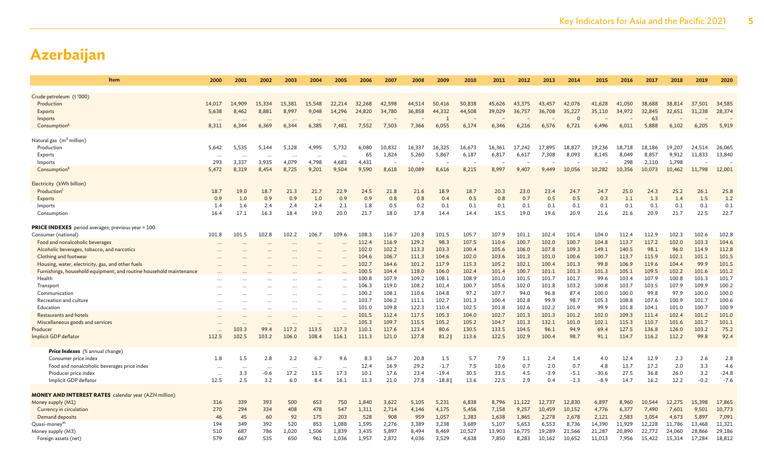# Azerbaijan

| Item | 2000 | 2001 | 2002 | 2003 | 2004 | 2005 | 2006 | 2007 | 2008 | 2009 | 2010 | 2011 | 2012 | 2013 | 2014 | 2015 | 2016 | 2017 | 2018 | 2019 | 2020 |
|---|---|---|---|---|---|---|---|---|---|---|---|---|---|---|---|---|---|---|---|---|---|
| Crude petroleum (t '000) | | | | | | | | | | | | | | | | | | | | | |
| Production | 14,017 | 14,909 | 15,334 | 15,381 | 15,548 | 22,214 | 32,268 | 42,598 | 44,514 | 50,416 | 50,838 | 45,626 | 43,375 | 43,457 | 42,076 | 41,628 | 41,050 | 38,688 | 38,814 | 37,501 | 34,585 |
| Exports | 5,638 | 8,462 | 8,881 | 8,997 | 9,048 | 14,296 | 24,820 | 34,780 | 36,858 | 44,332 | 44,508 | 39,029 | 36,757 | 36,708 | 35,227 | 35,110 | 34,972 | 32,845 | 32,651 | 31,238 | 28,374 |
| Imports | ... | ... | ... | ... | ... | ... | ... | – | – | 1 | – | – | – | – | 0 | – | – | 63 | – | – | – |
| Consumption[k] | 8,311 | 6,344 | 6,369 | 6,344 | 6,385 | 7,481 | 7,552 | 7,503 | 7,366 | 6,055 | 6,174 | 6,346 | 6,216 | 6,576 | 6,721 | 6,496 | 6,011 | 5,888 | 6,102 | 6,205 | 5,919 |
| Natural gas ($m^3$ million) | | | | | | | | | | | | | | | | | | | | | |
| Production | 5,642 | 5,535 | 5,144 | 5,128 | 4,995 | 5,732 | 6,080 | 10,832 | 16,337 | 16,325 | 16,673 | 16,361 | 17,242 | 17,895 | 18,827 | 19,236 | 18,718 | 18,186 | 19,207 | 24,514 | 26,065 |
| Exports | ... | ... | ... | ... | ... | ... | 65 | 1,824 | 5,260 | 5,867 | 6,187 | 6,817 | 6,617 | 7,308 | 8,093 | 8,145 | 8,049 | 8,857 | 9,912 | 11,833 | 13,840 |
| Imports | 293 | 3,337 | 3,935 | 4,079 | 4,798 | 4,683 | 4,431 | – | – | – | – | – | – | – | – | – | 298 | 2,110 | 1,798 | – | – |
| Consumption[k] | 5,472 | 8,319 | 8,454 | 8,725 | 9,201 | 9,504 | 9,590 | 8,618 | 10,089 | 8,616 | 8,215 | 8,997 | 9,407 | 9,449 | 10,056 | 10,282 | 10,356 | 10,073 | 10,462 | 11,798 | 12,001 |
| Electricity (kWh billion) | | | | | | | | | | | | | | | | | | | | | |
| Production[l] | 18.7 | 19.0 | 18.7 | 21.3 | 21.7 | 22.9 | 24.5 | 21.8 | 21.6 | 18.9 | 18.7 | 20.3 | 23.0 | 23.4 | 24.7 | 24.7 | 25.0 | 24.3 | 25.2 | 26.1 | 25.8 |
| Exports | 0.9 | 1.0 | 0.9 | 0.9 | 1.0 | 0.9 | 0.9 | 0.8 | 0.8 | 0.4 | 0.5 | 0.8 | 0.7 | 0.5 | 0.5 | 0.3 | 1.1 | 1.3 | 1.4 | 1.5 | 1.2 |
| Imports | 1.4 | 1.6 | 2.4 | 2.4 | 2.4 | 2.1 | 1.8 | 0.5 | 0.2 | 0.1 | 0.1 | 0.1 | 0.1 | 0.1 | 0.1 | 0.1 | 0.1 | 0.1 | 0.1 | 0.1 | 0.1 |
| Consumption | 16.4 | 17.1 | 16.3 | 18.4 | 19.0 | 20.0 | 21.7 | 18.0 | 17.8 | 14.4 | 14.4 | 15.5 | 19.0 | 19.6 | 20.9 | 21.6 | 21.6 | 20.9 | 21.7 | 22.5 | 22.7 |
| **PRICE INDEXES** period averages; previous year = 100 | | | | | | | | | | | | | | | | | | | | | |
| Consumer (national) | 101.8 | 101.5 | 102.8 | 102.2 | 106.7 | 109.6 | 108.3 | 116.7 | 120.8 | 101.5 | 105.7 | 107.9 | 101.1 | 102.4 | 101.4 | 104.0 | 112.4 | 112.9 | 102.3 | 102.6 | 102.8 |
| Food and nonalcoholic beverages | ... | ... | ... | ... | ... | ... | 112.4 | 116.9 | 129.2 | 98.3 | 107.5 | 110.6 | 100.7 | 102.0 | 100.7 | 104.8 | 113.7 | 117.2 | 102.0 | 103.3 | 104.6 |
| Alcoholic beverages, tobacco, and narcotics | ... | ... | ... | ... | ... | ... | 102.0 | 102.2 | 113.3 | 103.3 | 100.4 | 105.6 | 106.0 | 107.8 | 109.3 | 149.1 | 140.5 | 98.1 | 96.0 | 114.9 | 112.8 |
| Clothing and footwear | ... | ... | ... | ... | ... | ... | 104.6 | 106.7 | 111.3 | 104.6 | 102.0 | 103.6 | 101.3 | 101.0 | 100.6 | 100.7 | 113.7 | 115.9 | 102.1 | 101.1 | 101.5 |
| Housing, water, electricity, gas, and other fuels | ... | ... | ... | ... | ... | ... | 102.7 | 164.6 | 101.2 | 117.9 | 115.3 | 105.2 | 102.1 | 100.4 | 101.3 | 99.8 | 106.9 | 119.6 | 104.4 | 99.9 | 101.5 |
| Furnishings, household equipment, and routine household maintenance | ... | ... | ... | ... | ... | ... | 100.5 | 104.4 | 118.0 | 106.0 | 102.4 | 101.4 | 100.7 | 101.1 | 101.3 | 101.3 | 105.1 | 109.5 | 102.2 | 101.6 | 101.2 |
| Health | ... | ... | ... | ... | ... | ... | 100.8 | 107.9 | 109.2 | 108.1 | 108.9 | 101.0 | 101.5 | 101.7 | 101.7 | 99.6 | 103.4 | 107.9 | 100.8 | 101.3 | 101.7 |
| Transport | ... | ... | ... | ... | ... | ... | 106.3 | 119.0 | 108.2 | 101.4 | 100.7 | 105.6 | 102.0 | 101.8 | 103.2 | 100.8 | 103.7 | 103.5 | 107.9 | 109.9 | 100.2 |
| Communication | ... | ... | ... | ... | ... | ... | 100.2 | 108.1 | 110.6 | 104.8 | 97.2 | 107.7 | 94.0 | 96.8 | 87.4 | 100.0 | 100.0 | 99.8 | 97.9 | 100.0 | 100.0 |
| Recreation and culture | ... | ... | ... | ... | ... | ... | 103.7 | 106.2 | 111.1 | 102.7 | 101.3 | 100.4 | 102.8 | 99.9 | 98.7 | 105.3 | 108.8 | 107.6 | 100.9 | 101.7 | 100.6 |
| Education | ... | ... | ... | ... | ... | ... | 101.0 | 109.8 | 122.3 | 110.4 | 102.5 | 101.8 | 102.6 | 102.2 | 101.9 | 99.9 | 101.8 | 104.1 | 101.0 | 100.7 | 100.9 |
| Restaurants and hotels | ... | ... | ... | ... | ... | ... | 101.5 | 112.4 | 117.5 | 105.3 | 104.0 | 102.7 | 100.7 | 101.3 | 101.2 | 102.0 | 109.3 | 111.4 | 102.4 | 101.2 | 101.0 |
| Miscellaneous goods and services | ... | ... | ... | ... | ... | ... | 105.3 | 109.7 | 115.5 | 105.2 | 105.2 | 104.7 | 101.3 | 132.1 | 101.0 | 102.1 | 115.3 | 110.7 | 101.6 | 101.7 | 101.1 |
| Producer | ... | 103.3 | 99.4 | 117.2 | 113.5 | 117.3 | 110.1 | 117.6 | 123.4 | 80.6 | 130.5 | 133.5 | 104.5 | 96.1 | 94.9 | 69.4 | 127.5 | 136.8 | 126.0 | 103.2 | 75.2 |
| Implicit GDP deflator | 112.5 | 102.5 | 103.2 | 106.0 | 108.4 | 116.1 | 111.3 | 121.0 | 127.8 | 81.2 \| | 113.6 | 122.5 | 102.9 | 100.4 | 98.7 | 91.1 | 114.7 | 116.2 | 112.2 | 99.8 | 92.4 |
| ***Price Indexes*** (% annual change) | | | | | | | | | | | | | | | | | | | | | |
| Consumer price index | 1.8 | 1.5 | 2.8 | 2.2 | 6.7 | 9.6 | 8.3 | 16.7 | 20.8 | 1.5 | 5.7 | 7.9 | 1.1 | 2.4 | 1.4 | 4.0 | 12.4 | 12.9 | 2.3 | 2.6 | 2.8 |
| Food and nonalcoholic beverages price index | ... | ... | ... | ... | ... | ... | 12.4 | 16.9 | 29.2 | -1.7 | 7.5 | 10.6 | 0.7 | 2.0 | 0.7 | 4.8 | 13.7 | 17.2 | 2.0 | 3.3 | 4.6 |
| Producer price index | ... | 3.3 | -0.6 | 17.2 | 13.5 | 17.3 | 10.1 | 17.6 | 23.4 | -19.4 | 30.5 | 33.5 | 4.5 | -3.9 | -5.1 | -30.6 | 27.5 | 36.8 | 26.0 | 3.2 | -24.8 |
| Implicit GDP deflator | 12.5 | 2.5 | 3.2 | 6.0 | 8.4 | 16.1 | 11.3 | 21.0 | 27.8 | -18.8 \| | 13.6 | 22.5 | 2.9 | 0.4 | -1.3 | -8.9 | 14.7 | 16.2 | 12.2 | -0.2 | -7.6 |
| **MONEY AND INTEREST RATES** calendar year (AZN million) | | | | | | | | | | | | | | | | | | | | | |
| Money supply (M1) | 316 | 339 | 393 | 500 | 653 | 750 | 1,840 | 3,622 | 5,105 | 5,231 | 6,838 | 8,796 | 11,122 | 12,737 | 12,830 | 6,897 | 8,960 | 10,544 | 12,275 | 15,398 | 17,865 |
| Currency in circulation | 270 | 294 | 334 | 408 | 478 | 547 | 1,311 | 2,714 | 4,146 | 4,175 | 5,456 | 7,158 | 9,257 | 10,459 | 10,152 | 4,776 | 6,377 | 7,490 | 7,601 | 9,501 | 10,773 |
| Demand deposits | 46 | 45 | 60 | 92 | 175 | 203 | 528 | 908 | 959 | 1,057 | 1,383 | 1,638 | 1,865 | 2,278 | 2,678 | 2,121 | 2,583 | 3,054 | 4,673 | 5,897 | 7,091 |
| Quasi-money[m] | 194 | 349 | 392 | 520 | 853 | 1,088 | 1,595 | 2,276 | 3,389 | 3,238 | 3,689 | 5,107 | 5,653 | 6,553 | 8,736 | 14,390 | 11,929 | 12,228 | 11,786 | 13,468 | 11,321 |
| Money supply (M3) | 510 | 687 | 786 | 1,020 | 1,506 | 1,839 | 3,435 | 5,897 | 8,494 | 8,469 | 10,527 | 13,903 | 16,775 | 19,289 | 21,566 | 21,287 | 20,890 | 22,772 | 24,060 | 28,866 | 29,186 |
| Foreign assets (net) | 579 | 667 | 535 | 650 | 961 | 1,036 | 1,957 | 2,872 | 4,036 | 3,529 | 4,638 | 7,850 | 8,283 | 10,162 | 10,652 | 11,013 | 7,956 | 15,422 | 15,314 | 17,284 | 18,812 |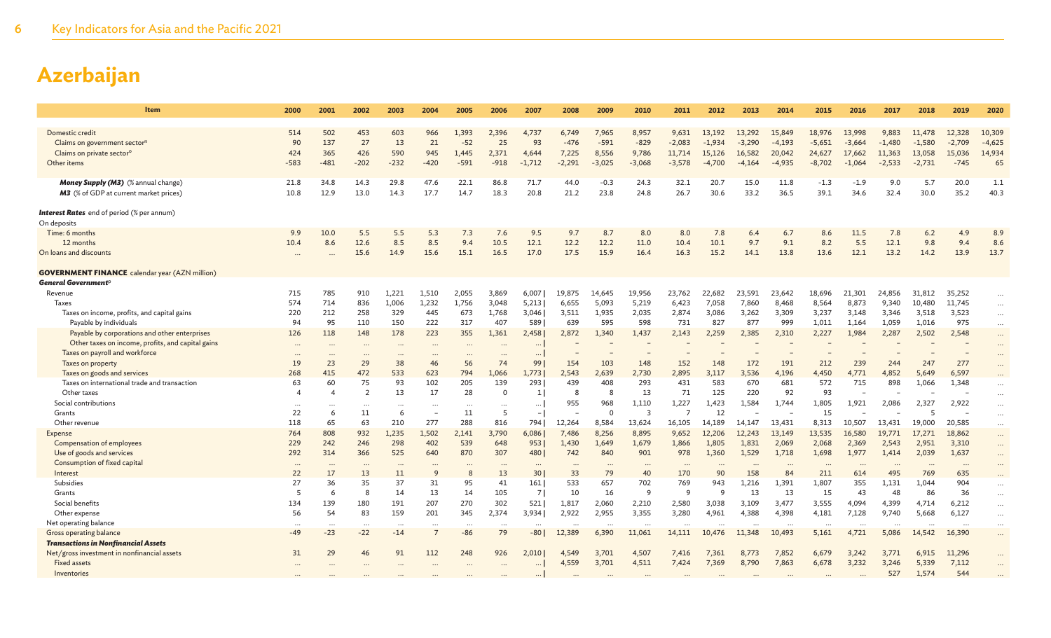# Azerbaijan

| Item | 2000 | 2001 | 2002 | 2003 | 2004 | 2005 | 2006 | 2007 | 2008 | 2009 | 2010 | 2011 | 2012 | 2013 | 2014 | 2015 | 2016 | 2017 | 2018 | 2019 | 2020 |
|---|---|---|---|---|---|---|---|---|---|---|---|---|---|---|---|---|---|---|---|---|---|
| Domestic credit | 514 | 502 | 453 | 603 | 966 | 1,393 | 2,396 | 4,737 | 6,749 | 7,965 | 8,957 | 9,631 | 13,192 | 13,292 | 15,849 | 18,976 | 13,998 | 9,883 | 11,478 | 12,328 | 10,309 |
| Claims on government sector[n] | 90 | 137 | 27 | 13 | 21 | -52 | 25 | 93 | -476 | -591 | -829 | -2,083 | -1,934 | -3,290 | -4,193 | -5,651 | -3,664 | -1,480 | -1,580 | -2,709 | -4,625 |
| Claims on private sector[o] | 424 | 365 | 426 | 590 | 945 | 1,445 | 2,371 | 4,644 | 7,225 | 8,556 | 9,786 | 11,714 | 15,126 | 16,582 | 20,042 | 24,627 | 17,662 | 11,363 | 13,058 | 15,036 | 14,934 |
| Other items | -583 | -481 | -202 | -232 | -420 | -591 | -918 | -1,712 | -2,291 | -3,025 | -3,068 | -3,578 | -4,700 | -4,164 | -4,935 | -8,702 | -1,064 | -2,533 | -2,731 | -745 | 65 |
| ***Money Supply (M3)*** (% annual change) | 21.8 | 34.8 | 14.3 | 29.8 | 47.6 | 22.1 | 86.8 | 71.7 | 44.0 | -0.3 | 24.3 | 32.1 | 20.7 | 15.0 | 11.8 | -1.3 | -1.9 | 9.0 | 5.7 | 20.0 | 1.1 |
| ***M3*** (% of GDP at current market prices) | 10.8 | 12.9 | 13.0 | 14.3 | 17.7 | 14.7 | 18.3 | 20.8 | 21.2 | 23.8 | 24.8 | 26.7 | 30.6 | 33.2 | 36.5 | 39.1 | 34.6 | 32.4 | 30.0 | 35.2 | 40.3 |
| ***Interest Rates*** end of period (% per annum) | | | | | | | | | | | | | | | | | | | | | |
| On deposits | | | | | | | | | | | | | | | | | | | | | |
| Time: 6 months | 9.9 | 10.0 | 5.5 | 5.5 | 5.3 | 7.3 | 7.6 | 9.5 | 9.7 | 8.7 | 8.0 | 8.0 | 7.8 | 6.4 | 6.7 | 8.6 | 11.5 | 7.8 | 6.2 | 4.9 | 8.9 |
| 12 months | 10.4 | 8.6 | 12.6 | 8.5 | 8.5 | 9.4 | 10.5 | 12.1 | 12.2 | 12.2 | 11.0 | 10.4 | 10.1 | 9.7 | 9.1 | 8.2 | 5.5 | 12.1 | 9.8 | 9.4 | 8.6 |
| On loans and discounts | ... | ... | 15.6 | 14.9 | 15.6 | 15.1 | 16.5 | 17.0 | 17.5 | 15.9 | 16.4 | 16.3 | 15.2 | 14.1 | 13.8 | 13.6 | 12.1 | 13.2 | 14.2 | 13.9 | 13.7 |
| **GOVERNMENT FINANCE** calendar year (AZN million) | | | | | | | | | | | | | | | | | | | | | |
| ***General Government***[p] | | | | | | | | | | | | | | | | | | | | | |
| Revenue | 715 | 785 | 910 | 1,221 | 1,510 | 2,055 | 3,869 | 6,007 | 19,875 | 14,645 | 19,956 | 23,762 | 22,682 | 23,591 | 23,642 | 18,696 | 21,301 | 24,856 | 31,812 | 35,252 | ... |
| Taxes | 574 | 714 | 836 | 1,006 | 1,232 | 1,756 | 3,048 | 5,213 | 6,655 | 5,093 | 5,219 | 6,423 | 7,058 | 7,860 | 8,468 | 8,564 | 8,873 | 9,340 | 10,480 | 11,745 | ... |
| Taxes on income, profits, and capital gains | 220 | 212 | 258 | 329 | 445 | 673 | 1,768 | 3,046 | 3,511 | 1,935 | 2,035 | 2,874 | 3,086 | 3,262 | 3,309 | 3,237 | 3,148 | 3,346 | 3,518 | 3,523 | ... |
| Payable by individuals | 94 | 95 | 110 | 150 | 222 | 317 | 407 | 589 | 639 | 595 | 598 | 731 | 827 | 877 | 999 | 1,011 | 1,164 | 1,059 | 1,016 | 975 | ... |
| Payable by corporations and other enterprises | 126 | 118 | 148 | 178 | 223 | 355 | 1,361 | 2,458 | 2,872 | 1,340 | 1,437 | 2,143 | 2,259 | 2,385 | 2,310 | 2,227 | 1,984 | 2,287 | 2,502 | 2,548 | ... |
| Other taxes on income, profits, and capital gains | ... | ... | ... | ... | ... | ... | ... | ... | – | – | – | – | – | – | – | – | – | – | – | – | ... |
| Taxes on payroll and workforce | ... | ... | ... | ... | ... | ... | ... | ... | – | – | – | – | – | – | – | – | – | – | – | – | ... |
| Taxes on property | 19 | 23 | 29 | 38 | 46 | 56 | 74 | 99 | 154 | 103 | 148 | 152 | 148 | 172 | 191 | 212 | 239 | 244 | 247 | 277 | ... |
| Taxes on goods and services | 268 | 415 | 472 | 533 | 623 | 794 | 1,066 | 1,773 | 2,543 | 2,639 | 2,730 | 2,895 | 3,117 | 3,536 | 4,196 | 4,450 | 4,771 | 4,852 | 5,649 | 6,597 | ... |
| Taxes on international trade and transaction | 63 | 60 | 75 | 93 | 102 | 205 | 139 | 293 | 439 | 408 | 293 | 431 | 583 | 670 | 681 | 572 | 715 | 898 | 1,066 | 1,348 | ... |
| Other taxes | 4 | 4 | 2 | 13 | 17 | 28 | 0 | 1 | 8 | 8 | 13 | 71 | 125 | 220 | 92 | 93 | – | – | – | – | ... |
| Social contributions | ... | ... | ... | ... | ... | ... | ... | ... | 955 | 968 | 1,110 | 1,227 | 1,423 | 1,584 | 1,744 | 1,805 | 1,921 | 2,086 | 2,327 | 2,922 | ... |
| Grants | 22 | 6 | 11 | 6 | – | 11 | 5 | – | – | 0 | 3 | 7 | 12 | – | – | 15 | – | – | 5 | – | ... |
| Other revenue | 118 | 65 | 63 | 210 | 277 | 288 | 816 | 794 | 12,264 | 8,584 | 13,624 | 16,105 | 14,189 | 14,147 | 13,431 | 8,313 | 10,507 | 13,431 | 19,000 | 20,585 | ... |
| Expense | 764 | 808 | 932 | 1,235 | 1,502 | 2,141 | 3,790 | 6,086 | 7,486 | 8,256 | 8,895 | 9,652 | 12,206 | 12,243 | 13,149 | 13,535 | 16,580 | 19,771 | 17,271 | 18,862 | ... |
| Compensation of employees | 229 | 242 | 246 | 298 | 402 | 539 | 648 | 953 | 1,430 | 1,649 | 1,679 | 1,866 | 1,805 | 1,831 | 2,069 | 2,068 | 2,369 | 2,543 | 2,951 | 3,310 | ... |
| Use of goods and services | 292 | 314 | 366 | 525 | 640 | 870 | 307 | 480 | 742 | 840 | 901 | 978 | 1,360 | 1,529 | 1,718 | 1,698 | 1,977 | 1,414 | 2,039 | 1,637 | ... |
| Consumption of fixed capital | ... | ... | ... | ... | ... | ... | ... | ... | ... | ... | ... | ... | ... | ... | ... | ... | ... | ... | ... | ... | ... |
| Interest | 22 | 17 | 13 | 11 | 9 | 8 | 13 | 30 | 33 | 79 | 40 | 170 | 90 | 158 | 84 | 211 | 614 | 495 | 769 | 635 | ... |
| Subsidies | 27 | 36 | 35 | 37 | 31 | 95 | 41 | 161 | 533 | 657 | 702 | 769 | 943 | 1,216 | 1,391 | 1,807 | 355 | 1,131 | 1,044 | 904 | ... |
| Grants | 5 | 6 | 8 | 14 | 13 | 14 | 105 | 7 | 10 | 16 | 9 | 9 | 9 | 13 | 13 | 15 | 43 | 48 | 86 | 36 | ... |
| Social benefits | 134 | 139 | 180 | 191 | 207 | 270 | 302 | 521 | 1,817 | 2,060 | 2,210 | 2,580 | 3,038 | 3,109 | 3,477 | 3,555 | 4,094 | 4,399 | 4,714 | 6,212 | ... |
| Other expense | 56 | 54 | 83 | 159 | 201 | 345 | 2,374 | 3,934 | 2,922 | 2,955 | 3,355 | 3,280 | 4,961 | 4,388 | 4,398 | 4,181 | 7,128 | 9,740 | 5,668 | 6,127 | ... |
| Net operating balance | ... | ... | ... | ... | ... | ... | ... | ... | ... | ... | ... | ... | ... | ... | ... | ... | ... | ... | ... | ... | ... |
| Gross operating balance | -49 | -23 | -22 | -14 | 7 | -86 | 79 | -80 | 12,389 | 6,390 | 11,061 | 14,111 | 10,476 | 11,348 | 10,493 | 5,161 | 4,721 | 5,086 | 14,542 | 16,390 | ... |
| ***Transactions in Nonfinancial Assets*** | | | | | | | | | | | | | | | | | | | | | |
| Net/gross investment in nonfinancial assets | 31 | 29 | 46 | 91 | 112 | 248 | 926 | 2,010 | 4,549 | 3,701 | 4,507 | 7,416 | 7,361 | 8,773 | 7,852 | 6,679 | 3,242 | 3,771 | 6,915 | 11,296 | ... |
| Fixed assets | ... | ... | ... | ... | ... | ... | ... | ... | 4,559 | 3,701 | 4,511 | 7,424 | 7,369 | 8,790 | 7,863 | 6,678 | 3,232 | 3,246 | 5,339 | 7,112 | ... |
| Inventories | ... | ... | ... | ... | ... | ... | ... | ... | ... | ... | ... | ... | ... | ... | ... | ... | ... | 527 | 1,574 | 544 | ... |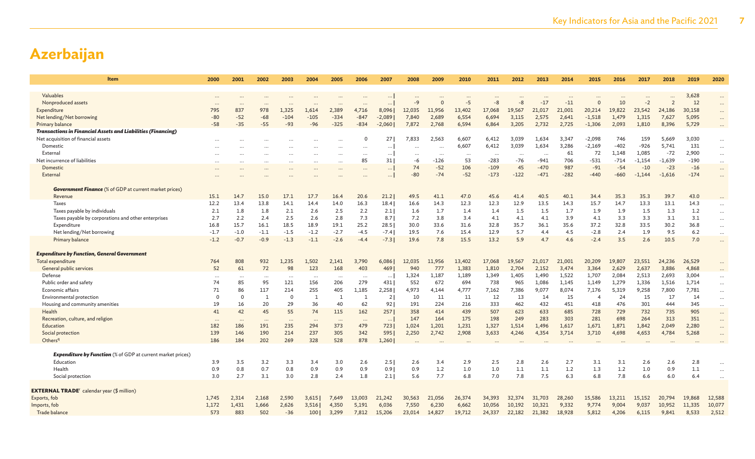# Azerbaijan

| Item | 2000 | 2001 | 2002 | 2003 | 2004 | 2005 | 2006 | 2007 | 2008 | 2009 | 2010 | 2011 | 2012 | 2013 | 2014 | 2015 | 2016 | 2017 | 2018 | 2019 | 2020 |
|---|---|---|---|---|---|---|---|---|---|---|---|---|---|---|---|---|---|---|---|---|---|
| Valuables | … | … | … | … | … | … | … | … | … | … | … | … | … | … | … | … | … | … | … | 3,628 | … |
| Nonproduced assets | … | … | … | … | … | … | … | … | -9 | 0 | -5 | -8 | -8 | -17 | -11 | 0 | 10 | -2 | 2 | 12 | … |
| Expenditure | 795 | 837 | 978 | 1,325 | 1,614 | 2,389 | 4,716 | 8,096 | 12,035 | 11,956 | 13,402 | 17,068 | 19,567 | 21,017 | 21,001 | 20,214 | 19,822 | 23,542 | 24,186 | 30,158 | … |
| Net lending/Net borrowing | -80 | -52 | -68 | -104 | -105 | -334 | -847 | -2,089 | 7,840 | 2,689 | 6,554 | 6,694 | 3,115 | 2,575 | 2,641 | -1,518 | 1,479 | 1,315 | 7,627 | 5,095 | … |
| Primary balance | -58 | -35 | -55 | -93 | -96 | -325 | -834 | -2,060 | 7,872 | 2,768 | 6,594 | 6,864 | 3,205 | 2,732 | 2,725 | -1,306 | 2,093 | 1,810 | 8,396 | 5,729 | … |
| ***Transactions in Financial Assets and Liabilities (Financing)*** | | | | | | | | | | | | | | | | | | | | | |
| Net acquisition of financial assets | … | … | … | … | … | … | 0 | 27 | 7,833 | 2,563 | 6,607 | 6,412 | 3,039 | 1,634 | 3,347 | -2,098 | 746 | 159 | 5,669 | 3,030 | … |
| Domestic | … | … | … | … | … | … | … | … | … | … | 6,607 | 6,412 | 3,039 | 1,634 | 3,286 | -2,169 | -402 | -926 | 5,741 | 131 | … |
| External | … | … | … | … | … | … | … | … | … | … | … | … | … | … | 61 | 72 | 1,148 | 1,085 | -72 | 2,900 | … |
| Net incurrence of liabilities | … | … | … | … | … | … | 85 | 31 | -6 | -126 | 53 | -283 | -76 | -941 | 706 | -531 | -714 | -1,154 | -1,639 | -190 | … |
| Domestic | … | … | … | … | … | … | … | … | 74 | -52 | 106 | -109 | 45 | -470 | 987 | -91 | -54 | -10 | -23 | -16 | … |
| External | … | … | … | … | … | … | … | … | -80 | -74 | -52 | -173 | -122 | -471 | -282 | -440 | -660 | -1,144 | -1,616 | -174 | … |
| ***Government Finance** (% of GDP at current market prices)* | | | | | | | | | | | | | | | | | | | | | |
| Revenue | 15.1 | 14.7 | 15.0 | 17.1 | 17.7 | 16.4 | 20.6 | 21.2 | 49.5 | 41.1 | 47.0 | 45.6 | 41.4 | 40.5 | 40.1 | 34.4 | 35.3 | 35.3 | 39.7 | 43.0 | … |
| Taxes | 12.2 | 13.4 | 13.8 | 14.1 | 14.4 | 14.0 | 16.3 | 18.4 | 16.6 | 14.3 | 12.3 | 12.3 | 12.9 | 13.5 | 14.3 | 15.7 | 14.7 | 13.3 | 13.1 | 14.3 | … |
| Taxes payable by individuals | 2.1 | 1.8 | 1.8 | 2.1 | 2.6 | 2.5 | 2.2 | 2.1 | 1.6 | 1.7 | 1.4 | 1.4 | 1.5 | 1.5 | 1.7 | 1.9 | 1.9 | 1.5 | 1.3 | 1.2 | … |
| Taxes payable by corporations and other enterprises | 2.7 | 2.2 | 2.4 | 2.5 | 2.6 | 2.8 | 7.3 | 8.7 | 7.2 | 3.8 | 3.4 | 4.1 | 4.1 | 4.1 | 3.9 | 4.1 | 3.3 | 3.3 | 3.1 | 3.1 | … |
| Expenditure | 16.8 | 15.7 | 16.1 | 18.5 | 18.9 | 19.1 | 25.2 | 28.5 | 30.0 | 33.6 | 31.6 | 32.8 | 35.7 | 36.1 | 35.6 | 37.2 | 32.8 | 33.5 | 30.2 | 36.8 | … |
| Net lending/Net borrowing | -1.7 | -1.0 | -1.1 | -1.5 | -1.2 | -2.7 | -4.5 | -7.4 | 19.5 | 7.6 | 15.4 | 12.9 | 5.7 | 4.4 | 4.5 | -2.8 | 2.4 | 1.9 | 9.5 | 6.2 | … |
| Primary balance | -1.2 | -0.7 | -0.9 | -1.3 | -1.1 | -2.6 | -4.4 | -7.3 | 19.6 | 7.8 | 15.5 | 13.2 | 5.9 | 4.7 | 4.6 | -2.4 | 3.5 | 2.6 | 10.5 | 7.0 | … |
| ***Expenditure by Function, General Government*** | | | | | | | | | | | | | | | | | | | | | |
| Total expenditure | 764 | 808 | 932 | 1,235 | 1,502 | 2,141 | 3,790 | 6,086 | 12,035 | 11,956 | 13,402 | 17,068 | 19,567 | 21,017 | 21,001 | 20,209 | 19,807 | 23,551 | 24,236 | 26,529 | … |
| General public services | 52 | 61 | 72 | 98 | 123 | 168 | 403 | 469 | 940 | 777 | 1,383 | 1,810 | 2,704 | 2,152 | 3,474 | 3,364 | 2,629 | 2,637 | 3,886 | 4,868 | … |
| Defense | … | … | … | … | … | … | … | … | 1,324 | 1,187 | 1,189 | 1,349 | 1,405 | 1,490 | 1,522 | 1,707 | 2,084 | 2,513 | 2,693 | 3,004 | … |
| Public order and safety | 74 | 85 | 95 | 121 | 156 | 206 | 279 | 431 | 552 | 672 | 694 | 738 | 965 | 1,086 | 1,145 | 1,149 | 1,279 | 1,336 | 1,516 | 1,714 | … |
| Economic affairs | 71 | 86 | 117 | 214 | 255 | 405 | 1,185 | 2,258 | 4,973 | 4,144 | 4,777 | 7,162 | 7,386 | 9,077 | 8,074 | 7,176 | 5,319 | 9,258 | 7,800 | 7,781 | … |
| Environmental protection | 0 | 0 | 1 | 0 | 1 | 1 | 1 | 2 | 10 | 11 | 11 | 12 | 13 | 14 | 15 | 4 | 24 | 15 | 17 | 14 | … |
| Housing and community amenities | 19 | 16 | 20 | 29 | 36 | 40 | 62 | 92 | 191 | 224 | 216 | 333 | 462 | 432 | 451 | 418 | 476 | 301 | 444 | 345 | … |
| Health | 41 | 42 | 45 | 55 | 74 | 115 | 162 | 257 | 358 | 414 | 439 | 507 | 623 | 633 | 685 | 728 | 729 | 732 | 735 | 905 | … |
| Recreation, culture, and religion | … | … | … | … | … | … | … | … | 147 | 164 | 175 | 198 | 249 | 283 | 303 | 281 | 698 | 264 | 313 | 351 | … |
| Education | 182 | 186 | 191 | 235 | 294 | 373 | 479 | 723 | 1,024 | 1,201 | 1,231 | 1,327 | 1,514 | 1,496 | 1,617 | 1,671 | 1,871 | 1,842 | 2,049 | 2,280 | … |
| Social protection | 139 | 146 | 190 | 214 | 237 | 305 | 342 | 595 | 2,250 | 2,742 | 2,908 | 3,633 | 4,246 | 4,354 | 3,714 | 3,710 | 4,698 | 4,653 | 4,784 | 5,268 | … |
| Others[q] | 186 | 184 | 202 | 269 | 328 | 528 | 878 | 1,260 | … | … | … | … | … | … | … | … | … | … | … | … | … |
| ***Expenditure by Function** (% of GDP at current market prices)* | | | | | | | | | | | | | | | | | | | | | |
| Education | 3.9 | 3.5 | 3.2 | 3.3 | 3.4 | 3.0 | 2.6 | 2.5 | 2.6 | 3.4 | 2.9 | 2.5 | 2.8 | 2.6 | 2.7 | 3.1 | 3.1 | 2.6 | 2.6 | 2.8 | … |
| Health | 0.9 | 0.8 | 0.7 | 0.8 | 0.9 | 0.9 | 0.9 | 0.9 | 0.9 | 1.2 | 1.0 | 1.0 | 1.1 | 1.1 | 1.2 | 1.3 | 1.2 | 1.0 | 0.9 | 1.1 | … |
| Social protection | 3.0 | 2.7 | 3.1 | 3.0 | 2.8 | 2.4 | 1.8 | 2.1 | 5.6 | 7.7 | 6.8 | 7.0 | 7.8 | 7.5 | 6.3 | 6.8 | 7.8 | 6.6 | 6.0 | 6.4 | … |
| **EXTERNAL TRADE[r]** calendar year ($ million) | | | | | | | | | | | | | | | | | | | | | |
| Exports, fob | 1,745 | 2,314 | 2,168 | 2,590 | 3,615 | 7,649 | 13,003 | 21,242 | 30,563 | 21,056 | 26,374 | 34,393 | 32,374 | 31,703 | 28,260 | 15,586 | 13,211 | 15,152 | 20,794 | 19,868 | 12,588 |
| Imports, fob | 1,172 | 1,431 | 1,666 | 2,626 | 3,516 | 4,350 | 5,191 | 6,036 | 7,550 | 6,230 | 6,662 | 10,056 | 10,192 | 10,321 | 9,332 | 9,774 | 9,004 | 9,037 | 10,952 | 11,335 | 10,077 |
| Trade balance | 573 | 883 | 502 | -36 | 100 | 3,299 | 7,812 | 15,206 | 23,014 | 14,827 | 19,712 | 24,337 | 22,182 | 21,382 | 18,928 | 5,812 | 4,206 | 6,115 | 9,841 | 8,533 | 2,512 |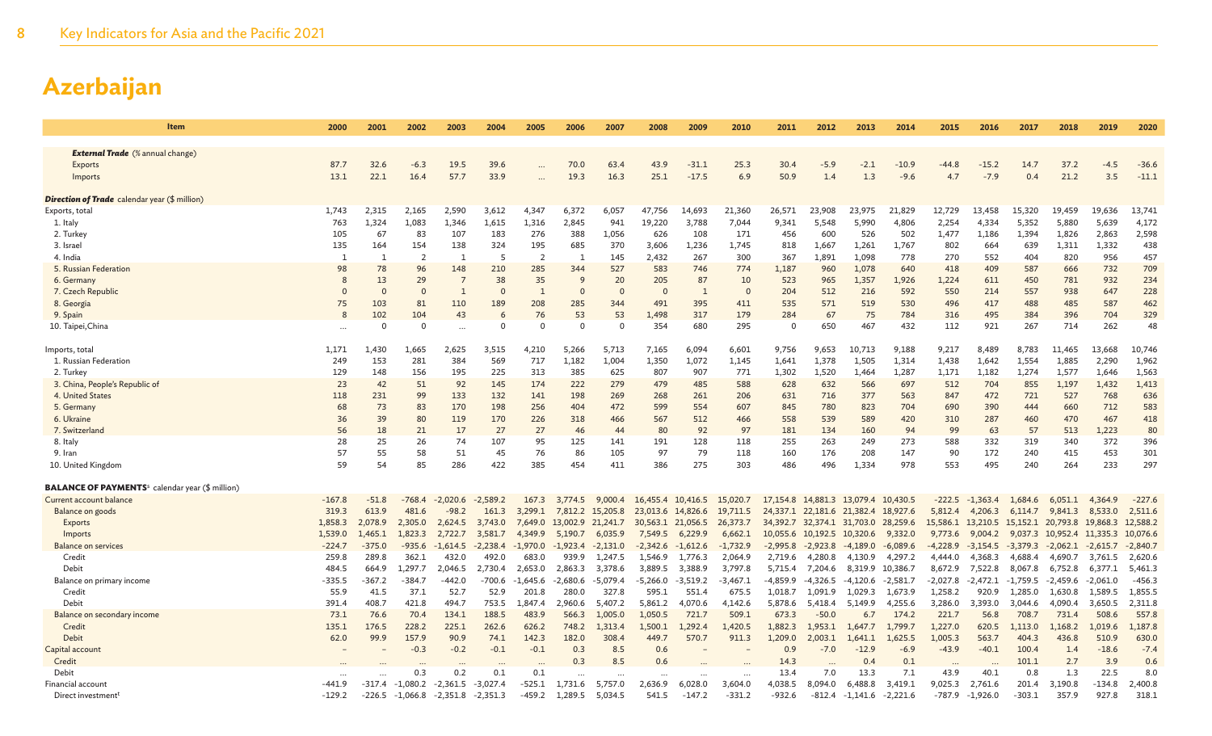# Azerbaijan

| Item | 2000 | 2001 | 2002 | 2003 | 2004 | 2005 | 2006 | 2007 | 2008 | 2009 | 2010 | 2011 | 2012 | 2013 | 2014 | 2015 | 2016 | 2017 | 2018 | 2019 | 2020 |
|---|---|---|---|---|---|---|---|---|---|---|---|---|---|---|---|---|---|---|---|---|---|
| ***External Trade*** (% annual change) | | | | | | | | | | | | | | | | | | | | | |
| Exports | 87.7 | 32.6 | -6.3 | 19.5 | 39.6 | ... | 70.0 | 63.4 | 43.9 | -31.1 | 25.3 | 30.4 | -5.9 | -2.1 | -10.9 | -44.8 | -15.2 | 14.7 | 37.2 | -4.5 | -36.6 |
| Imports | 13.1 | 22.1 | 16.4 | 57.7 | 33.9 | ... | 19.3 | 16.3 | 25.1 | -17.5 | 6.9 | 50.9 | 1.4 | 1.3 | -9.6 | 4.7 | -7.9 | 0.4 | 21.2 | 3.5 | -11.1 |
| ***Direction of Trade*** calendar year ($ million) | | | | | | | | | | | | | | | | | | | | | |
| Exports, total | 1,743 | 2,315 | 2,165 | 2,590 | 3,612 | 4,347 | 6,372 | 6,057 | 47,756 | 14,693 | 21,360 | 26,571 | 23,908 | 23,975 | 21,829 | 12,729 | 13,458 | 15,320 | 19,459 | 19,636 | 13,741 |
| 1. Italy | 763 | 1,324 | 1,083 | 1,346 | 1,615 | 1,316 | 2,845 | 941 | 19,220 | 3,788 | 7,044 | 9,341 | 5,548 | 5,990 | 4,806 | 2,254 | 4,334 | 5,352 | 5,880 | 5,639 | 4,172 |
| 2. Turkey | 105 | 67 | 83 | 107 | 183 | 276 | 388 | 1,056 | 626 | 108 | 171 | 456 | 600 | 526 | 502 | 1,477 | 1,186 | 1,394 | 1,826 | 2,863 | 2,598 |
| 3. Israel | 135 | 164 | 154 | 138 | 324 | 195 | 685 | 370 | 3,606 | 1,236 | 1,745 | 818 | 1,667 | 1,261 | 1,767 | 802 | 664 | 639 | 1,311 | 1,332 | 438 |
| 4. India | 1 | 1 | 2 | 1 | 5 | 2 | 1 | 145 | 2,432 | 267 | 300 | 367 | 1,891 | 1,098 | 778 | 270 | 552 | 404 | 820 | 956 | 457 |
| 5. Russian Federation | 98 | 78 | 96 | 148 | 210 | 285 | 344 | 527 | 583 | 746 | 774 | 1,187 | 960 | 1,078 | 640 | 418 | 409 | 587 | 666 | 732 | 709 |
| 6. Germany | 8 | 13 | 29 | 7 | 38 | 35 | 9 | 20 | 205 | 87 | 10 | 523 | 965 | 1,357 | 1,926 | 1,224 | 611 | 450 | 781 | 932 | 234 |
| 7. Czech Republic | 0 | 0 | 0 | 1 | 0 | 1 | 0 | 0 | 0 | 1 | 0 | 204 | 512 | 216 | 592 | 550 | 214 | 557 | 938 | 647 | 228 |
| 8. Georgia | 75 | 103 | 81 | 110 | 189 | 208 | 285 | 344 | 491 | 395 | 411 | 535 | 571 | 519 | 530 | 496 | 417 | 488 | 485 | 587 | 462 |
| 9. Spain | 8 | 102 | 104 | 43 | 6 | 76 | 53 | 53 | 1,498 | 317 | 179 | 284 | 67 | 75 | 784 | 316 | 495 | 384 | 396 | 704 | 329 |
| 10. Taipei,China | ... | 0 | 0 | ... | 0 | 0 | 0 | 0 | 354 | 680 | 295 | 0 | 650 | 467 | 432 | 112 | 921 | 267 | 714 | 262 | 48 |
| Imports, total | 1,171 | 1,430 | 1,665 | 2,625 | 3,515 | 4,210 | 5,266 | 5,713 | 7,165 | 6,094 | 6,601 | 9,756 | 9,653 | 10,713 | 9,188 | 9,217 | 8,489 | 8,783 | 11,465 | 13,668 | 10,746 |
| 1. Russian Federation | 249 | 153 | 281 | 384 | 569 | 717 | 1,182 | 1,004 | 1,350 | 1,072 | 1,145 | 1,641 | 1,378 | 1,505 | 1,314 | 1,438 | 1,642 | 1,554 | 1,885 | 2,290 | 1,962 |
| 2. Turkey | 129 | 148 | 156 | 195 | 225 | 313 | 385 | 625 | 807 | 907 | 771 | 1,302 | 1,520 | 1,464 | 1,287 | 1,171 | 1,182 | 1,274 | 1,577 | 1,646 | 1,563 |
| 3. China, People's Republic of | 23 | 42 | 51 | 92 | 145 | 174 | 222 | 279 | 479 | 485 | 588 | 628 | 632 | 566 | 697 | 512 | 704 | 855 | 1,197 | 1,432 | 1,413 |
| 4. United States | 118 | 231 | 99 | 133 | 132 | 141 | 198 | 269 | 268 | 261 | 206 | 631 | 716 | 377 | 563 | 847 | 472 | 721 | 527 | 768 | 636 |
| 5. Germany | 68 | 73 | 83 | 170 | 198 | 256 | 404 | 472 | 599 | 554 | 607 | 845 | 780 | 823 | 704 | 690 | 390 | 444 | 660 | 712 | 583 |
| 6. Ukraine | 36 | 39 | 80 | 119 | 170 | 226 | 318 | 466 | 567 | 512 | 466 | 558 | 539 | 589 | 420 | 310 | 287 | 460 | 470 | 467 | 418 |
| 7. Switzerland | 56 | 18 | 21 | 17 | 27 | 27 | 46 | 44 | 80 | 92 | 97 | 181 | 134 | 160 | 94 | 99 | 63 | 57 | 513 | 1,223 | 80 |
| 8. Italy | 28 | 25 | 26 | 74 | 107 | 95 | 125 | 141 | 191 | 128 | 118 | 255 | 263 | 249 | 273 | 588 | 332 | 319 | 340 | 372 | 396 |
| 9. Iran | 57 | 55 | 58 | 51 | 45 | 76 | 86 | 105 | 97 | 79 | 118 | 160 | 176 | 208 | 147 | 90 | 172 | 240 | 415 | 453 | 301 |
| 10. United Kingdom | 59 | 54 | 85 | 286 | 422 | 385 | 454 | 411 | 386 | 275 | 303 | 486 | 496 | 1,334 | 978 | 553 | 495 | 240 | 264 | 233 | 297 |
| **BALANCE OF PAYMENTS**[s] calendar year ($ million) | | | | | | | | | | | | | | | | | | | | | |
| Current account balance | -167.8 | -51.8 | -768.4 | -2,020.6 | -2,589.2 | 167.3 | 3,774.5 | 9,000.4 | 16,455.4 | 10,416.5 | 15,020.7 | 17,154.8 | 14,881.3 | 13,079.4 | 10,430.5 | -222.5 | -1,363.4 | 1,684.6 | 6,051.1 | 4,364.9 | -227.6 |
| Balance on goods | 319.3 | 613.9 | 481.6 | -98.2 | 161.3 | 3,299.1 | 7,812.2 | 15,205.8 | 23,013.6 | 14,826.6 | 19,711.5 | 24,337.1 | 22,181.6 | 21,382.4 | 18,927.6 | 5,812.4 | 4,206.3 | 6,114.7 | 9,841.3 | 8,533.0 | 2,511.6 |
| Exports | 1,858.3 | 2,078.9 | 2,305.0 | 2,624.5 | 3,743.0 | 7,649.0 | 13,002.9 | 21,241.7 | 30,563.1 | 21,056.5 | 26,373.7 | 34,392.7 | 32,374.1 | 31,703.0 | 28,259.6 | 15,586.1 | 13,210.5 | 15,152.1 | 20,793.8 | 19,868.3 | 12,588.2 |
| Imports | 1,539.0 | 1,465.1 | 1,823.3 | 2,722.7 | 3,581.7 | 4,349.9 | 5,190.7 | 6,035.9 | 7,549.5 | 6,229.9 | 6,662.1 | 10,055.6 | 10,192.5 | 10,320.6 | 9,332.0 | 9,773.6 | 9,004.2 | 9,037.3 | 10,952.4 | 11,335.3 | 10,076.6 |
| Balance on services | -224.7 | -375.0 | -935.6 | -1,614.5 | -2,238.4 | -1,970.0 | -1,923.4 | -2,131.0 | -2,342.6 | -1,612.6 | -1,732.9 | -2,995.8 | -2,923.8 | -4,189.0 | -6,089.6 | -4,228.9 | -3,154.5 | -3,379.3 | -2,062.1 | -2,615.7 | -2,840.7 |
| Credit | 259.8 | 289.8 | 362.1 | 432.0 | 492.0 | 683.0 | 939.9 | 1,247.5 | 1,546.9 | 1,776.3 | 2,064.9 | 2,719.6 | 4,280.8 | 4,130.9 | 4,297.2 | 4,444.0 | 4,368.3 | 4,688.4 | 4,690.7 | 3,761.5 | 2,620.6 |
| Debit | 484.5 | 664.9 | 1,297.7 | 2,046.5 | 2,730.4 | 2,653.0 | 2,863.3 | 3,378.6 | 3,889.5 | 3,388.9 | 3,797.8 | 5,715.4 | 7,204.6 | 8,319.9 | 10,386.7 | 8,672.9 | 7,522.8 | 8,067.8 | 6,752.8 | 6,377.1 | 5,461.3 |
| Balance on primary income | -335.5 | -367.2 | -384.7 | -442.0 | -700.6 | -1,645.6 | -2,680.6 | -5,079.4 | -5,266.0 | -3,519.2 | -3,467.1 | -4,859.9 | -4,326.5 | -4,120.6 | -2,581.7 | -2,027.8 | -2,472.1 | -1,759.5 | -2,459.6 | -2,061.0 | -456.3 |
| Credit | 55.9 | 41.5 | 37.1 | 52.7 | 52.9 | 201.8 | 280.0 | 327.8 | 595.1 | 551.4 | 675.5 | 1,018.7 | 1,091.9 | 1,029.3 | 1,673.9 | 1,258.2 | 920.9 | 1,285.0 | 1,630.8 | 1,589.5 | 1,855.5 |
| Debit | 391.4 | 408.7 | 421.8 | 494.7 | 753.5 | 1,847.4 | 2,960.6 | 5,407.2 | 5,861.2 | 4,070.6 | 4,142.6 | 5,878.6 | 5,418.4 | 5,149.9 | 4,255.6 | 3,286.0 | 3,393.0 | 3,044.6 | 4,090.4 | 3,650.5 | 2,311.8 |
| Balance on secondary income | 73.1 | 76.6 | 70.4 | 134.1 | 188.5 | 483.9 | 566.3 | 1,005.0 | 1,050.5 | 721.7 | 509.1 | 673.3 | -50.0 | 6.7 | 174.2 | 221.7 | 56.8 | 708.7 | 731.4 | 508.6 | 557.8 |
| Credit | 135.1 | 176.5 | 228.2 | 225.1 | 262.6 | 626.2 | 748.2 | 1,313.4 | 1,500.1 | 1,292.4 | 1,420.5 | 1,882.3 | 1,953.1 | 1,647.7 | 1,799.7 | 1,227.0 | 620.5 | 1,113.0 | 1,168.2 | 1,019.6 | 1,187.8 |
| Debit | 62.0 | 99.9 | 157.9 | 90.9 | 74.1 | 142.3 | 182.0 | 308.4 | 449.7 | 570.7 | 911.3 | 1,209.0 | 2,003.1 | 1,641.1 | 1,625.5 | 1,005.3 | 563.7 | 404.3 | 436.8 | 510.9 | 630.0 |
| Capital account | – | – | -0.3 | -0.2 | -0.1 | -0.1 | 0.3 | 8.5 | 0.6 | – | – | 0.9 | -7.0 | -12.9 | -6.9 | -43.9 | -40.1 | 100.4 | 1.4 | -18.6 | -7.4 |
| Credit | ... | ... | ... | ... | ... | ... | 0.3 | 8.5 | 0.6 | ... | ... | 14.3 | ... | 0.4 | 0.1 | ... | ... | 101.1 | 2.7 | 3.9 | 0.6 |
| Debit | ... | ... | 0.3 | 0.2 | 0.1 | 0.1 | ... | ... | ... | ... | ... | 13.4 | 7.0 | 13.3 | 7.1 | 43.9 | 40.1 | 0.8 | 1.3 | 22.5 | 8.0 |
| Financial account | -441.9 | -317.4 | -1,080.2 | -2,361.5 | -3,027.4 | -525.1 | 1,731.6 | 5,757.0 | 2,636.9 | 6,028.0 | 3,604.0 | 4,038.5 | 8,094.0 | 6,488.8 | 3,419.1 | 9,025.3 | 2,761.6 | 201.4 | 3,190.8 | -134.8 | 2,400.8 |
| Direct investment[t] | -129.2 | -226.5 | -1,066.8 | -2,351.8 | -2,351.3 | -459.2 | 1,289.5 | 5,034.5 | 541.5 | -147.2 | -331.2 | -932.6 | -812.4 | -1,141.6 | -2,221.6 | -787.9 | -1,926.0 | -303.1 | 357.9 | 927.8 | 318.1 |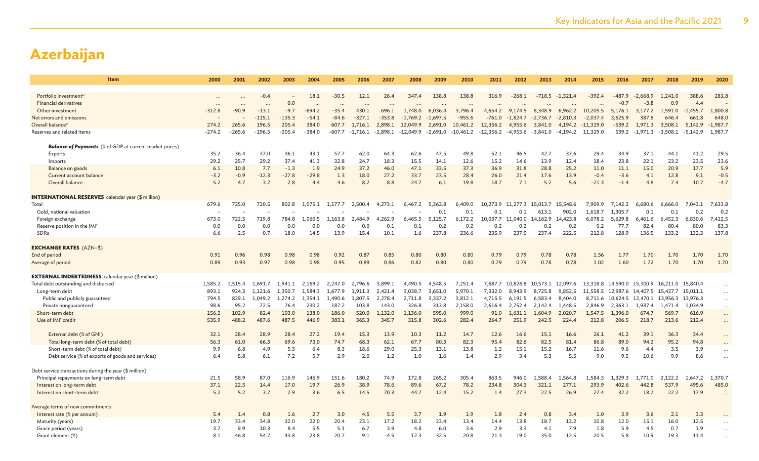# Azerbaijan

| Item | 2000 | 2001 | 2002 | 2003 | 2004 | 2005 | 2006 | 2007 | 2008 | 2009 | 2010 | 2011 | 2012 | 2013 | 2014 | 2015 | 2016 | 2017 | 2018 | 2019 | 2020 |
|---|---|---|---|---|---|---|---|---|---|---|---|---|---|---|---|---|---|---|---|---|---|
| Portfolio investment[u] | … | … | -0.4 | – | 18.1 | -30.5 | 12.1 | 26.4 | 347.4 | 138.8 | 138.8 | 316.9 | -268.1 | -718.5 | -1,321.4 | -392.4 | -487.9 | -2,668.9 | 1,241.0 | 388.6 | 281.8 |
| Financial derivatives | … | … | … | 0.0 | … | … | … | … | … | … | … | … | … | … | … | … | -0.7 | -3.8 | 0.9 | 4.4 | – |
| Other investment | -312.8 | -90.9 | -13.1 | -9.7 | -694.2 | -35.4 | 430.1 | 696.1 | 1,748.0 | 6,036.4 | 3,796.4 | 4,654.2 | 9,174.5 | 8,348.9 | 6,962.2 | 10,205.5 | 5,176.1 | 3,177.2 | 1,591.0 | -1,455.7 | 1,800.8 |
| Net errors and omissions | – | – | -115.1 | -135.3 | -54.1 | -84.6 | -327.1 | -353.8 | -1,769.2 | -1,697.5 | -955.6 | -761.0 | -1,824.7 | -2,736.7 | -2,810.3 | -2,037.4 | 3,625.9 | 387.8 | 646.4 | 661.8 | 648.0 |
| Overall balance[v] | 274.2 | 265.6 | 196.5 | 205.4 | 384.0 | 607.7 | 1,716.1 | 2,898.1 | 12,049.9 | 2,691.0 | 10,461.2 | 12,356.2 | 4,955.6 | 3,841.0 | 4,194.2 | -11,329.0 | -539.2 | 1,971.3 | 3,508.1 | 5,142.9 | -1,987.7 |
| Reserves and related items | -274.2 | -265.6 | -196.5 | -205.4 | -384.0 | -607.7 | -1,716.1 | -2,898.1 | -12,049.9 | -2,691.0 | -10,461.2 | -12,356.2 | -4,955.6 | -3,841.0 | -4,194.2 | 11,329.0 | 539.2 | -1,971.3 | -3,508.1 | -5,142.9 | 1,987.7 |
| ***Balance of Payments*** (% of GDP at current market prices) | | | | | | | | | | | | | | | | | | | | | |
| Exports | 35.2 | 36.4 | 37.0 | 36.1 | 43.1 | 57.7 | 62.0 | 64.3 | 62.6 | 47.5 | 49.8 | 52.1 | 46.5 | 42.7 | 37.6 | 29.4 | 34.9 | 37.1 | 44.1 | 41.2 | 29.5 |
| Imports | 29.2 | 25.7 | 29.2 | 37.4 | 41.3 | 32.8 | 24.7 | 18.3 | 15.5 | 14.1 | 12.6 | 15.2 | 14.6 | 13.9 | 12.4 | 18.4 | 23.8 | 22.1 | 23.2 | 23.5 | 23.6 |
| Balance on goods | 6.1 | 10.8 | 7.7 | -1.3 | 1.9 | 24.9 | 37.2 | 46.0 | 47.1 | 33.5 | 37.3 | 36.9 | 31.8 | 28.8 | 25.2 | 11.0 | 11.1 | 15.0 | 20.9 | 17.7 | 5.9 |
| Current account balance | -3.2 | -0.9 | -12.3 | -27.8 | -29.8 | 1.3 | 18.0 | 27.2 | 33.7 | 23.5 | 28.4 | 26.0 | 21.4 | 17.6 | 13.9 | -0.4 | -3.6 | 4.1 | 12.8 | 9.1 | -0.5 |
| Overall balance | 5.2 | 4.7 | 3.2 | 2.8 | 4.4 | 4.6 | 8.2 | 8.8 | 24.7 | 6.1 | 19.8 | 18.7 | 7.1 | 5.2 | 5.6 | -21.3 | -1.4 | 4.8 | 7.4 | 10.7 | -4.7 |
| **INTERNATIONAL RESERVES** calendar year ($ million) | | | | | | | | | | | | | | | | | | | | | |
| Total | 679.6 | 725.0 | 720.5 | 802.8 | 1,075.1 | 1,177.7 | 2,500.4 | 4,273.1 | 6,467.2 | 5,363.8 | 6,409.0 | 10,273.9 | 11,277.3 | 15,013.7 | 15,548.6 | 7,909.9 | 7,142.2 | 6,680.6 | 6,666.0 | 7,043.1 | 7,633.8 |
| Gold, national valuation | – | – | – | – | – | – | – | – | – | 0.1 | 0.1 | 0.1 | 0.1 | 613.1 | 902.0 | 1,618.7 | 1,305.7 | 0.1 | 0.1 | 0.2 | 0.2 |
| Foreign exchange | 673.0 | 722.5 | 719.8 | 784.8 | 1,060.5 | 1,163.8 | 2,484.9 | 4,262.9 | 6,465.5 | 5,125.7 | 6,172.2 | 10,037.7 | 11,040.0 | 14,162.9 | 14,423.8 | 6,078.2 | 5,629.8 | 6,461.6 | 6,452.3 | 6,830.6 | 7,412.5 |
| Reserve position in the IMF | 0.0 | 0.0 | 0.0 | 0.0 | 0.0 | 0.0 | 0.0 | 0.1 | 0.1 | 0.2 | 0.2 | 0.2 | 0.2 | 0.2 | 0.2 | 0.2 | 77.7 | 82.4 | 80.4 | 80.0 | 83.3 |
| SDRs | 6.6 | 2.5 | 0.7 | 18.0 | 14.5 | 13.9 | 15.4 | 10.1 | 1.6 | 237.8 | 236.6 | 235.9 | 237.0 | 237.4 | 222.5 | 212.8 | 128.9 | 136.5 | 133.2 | 132.3 | 137.8 |
| **EXCHANGE RATES** (AZN–$) | | | | | | | | | | | | | | | | | | | | | |
| End of period | 0.91 | 0.96 | 0.98 | 0.98 | 0.98 | 0.92 | 0.87 | 0.85 | 0.80 | 0.80 | 0.80 | 0.79 | 0.79 | 0.78 | 0.78 | 1.56 | 1.77 | 1.70 | 1.70 | 1.70 | 1.70 |
| Average of period | 0.89 | 0.93 | 0.97 | 0.98 | 0.98 | 0.95 | 0.89 | 0.86 | 0.82 | 0.80 | 0.80 | 0.79 | 0.79 | 0.78 | 0.78 | 1.02 | 1.60 | 1.72 | 1.70 | 1.70 | 1.70 |
| **EXTERNAL INDEBTEDNESS** calendar year ($ million) | | | | | | | | | | | | | | | | | | | | | |
| Total debt outstanding and disbursed | 1,585.2 | 1,515.4 | 1,691.7 | 1,941.1 | 2,169.2 | 2,247.0 | 2,796.6 | 3,899.1 | 4,490.5 | 4,548.5 | 7,251.4 | 7,687.7 | 10,826.8 | 10,573.1 | 12,097.6 | 13,318.8 | 14,590.0 | 15,300.9 | 16,211.0 | 15,840.4 | … |
| Long-term debt | 893.1 | 924.3 | 1,121.6 | 1,350.7 | 1,584.3 | 1,677.9 | 1,911.3 | 2,421.4 | 3,038.7 | 3,651.0 | 5,970.1 | 7,332.0 | 8,943.9 | 8,725.8 | 9,852.5 | 11,558.5 | 12,987.6 | 14,407.5 | 15,427.7 | 15,011.1 | … |
| Public and publicly guaranteed | 794.5 | 829.1 | 1,049.2 | 1,274.2 | 1,354.1 | 1,490.6 | 1,807.5 | 2,278.4 | 2,711.8 | 3,337.2 | 3,812.1 | 4,715.5 | 6,191.5 | 6,583.4 | 8,404.0 | 8,711.6 | 10,624.5 | 12,470.1 | 13,956.3 | 13,976.3 | … |
| Private nonguaranteed | 98.6 | 95.2 | 72.5 | 76.4 | 230.2 | 187.2 | 103.8 | 143.0 | 326.8 | 313.8 | 2,158.0 | 2,616.4 | 2,752.4 | 2,142.4 | 1,448.5 | 2,846.9 | 2,363.1 | 1,937.4 | 1,471.4 | 1,034.9 | … |
| Short-term debt | 156.2 | 102.9 | 82.4 | 103.0 | 138.0 | 186.0 | 520.0 | 1,132.0 | 1,136.0 | 595.0 | 999.0 | 91.0 | 1,631.1 | 1,604.9 | 2,020.7 | 1,547.5 | 1,396.0 | 674.7 | 569.7 | 616.9 | … |
| Use of IMF credit | 535.9 | 488.2 | 487.6 | 487.5 | 446.9 | 383.1 | 365.3 | 345.7 | 315.8 | 302.6 | 282.4 | 264.7 | 251.9 | 242.5 | 224.4 | 212.8 | 206.5 | 218.7 | 213.6 | 212.4 | … |
| External debt (% of GNI) | 32.1 | 28.4 | 28.9 | 28.4 | 27.2 | 19.4 | 15.3 | 13.9 | 10.3 | 11.2 | 14.7 | 12.6 | 16.6 | 15.1 | 16.6 | 26.1 | 41.2 | 39.1 | 36.3 | 34.4 | … |
| Total long-term debt (% of total debt) | 56.3 | 61.0 | 66.3 | 69.6 | 73.0 | 74.7 | 68.3 | 62.1 | 67.7 | 80.3 | 82.3 | 95.4 | 82.6 | 82.5 | 81.4 | 86.8 | 89.0 | 94.2 | 95.2 | 94.8 | … |
| Short-term debt (% of total debt) | 9.9 | 6.8 | 4.9 | 5.3 | 6.4 | 8.3 | 18.6 | 29.0 | 25.3 | 13.1 | 13.8 | 1.2 | 15.1 | 15.2 | 16.7 | 11.6 | 9.6 | 4.4 | 3.5 | 3.9 | … |
| Debt service (% of exports of goods and services) | 6.4 | 5.8 | 6.1 | 7.2 | 5.7 | 2.9 | 2.0 | 1.2 | 1.0 | 1.6 | 1.4 | 2.9 | 3.4 | 5.3 | 5.5 | 9.0 | 9.5 | 10.6 | 9.9 | 8.6 | … |
| Debt service transactions during the year ($ million) | | | | | | | | | | | | | | | | | | | | | |
| Principal repayments on long-term debt | 21.5 | 58.9 | 87.0 | 116.9 | 146.9 | 151.6 | 180.2 | 74.9 | 172.8 | 265.2 | 305.4 | 863.5 | 946.0 | 1,588.4 | 1,564.8 | 1,584.3 | 1,329.3 | 1,771.0 | 2,122.2 | 1,647.2 | 1,370.7 |
| Interest on long-term debt | 37.1 | 22.5 | 14.4 | 17.0 | 19.7 | 26.9 | 38.9 | 78.6 | 89.6 | 67.2 | 78.2 | 234.8 | 304.3 | 321.1 | 277.1 | 293.9 | 402.6 | 442.8 | 537.9 | 495.6 | 485.0 |
| Interest on short-term debt | 5.2 | 5.2 | 3.7 | 2.9 | 3.6 | 6.5 | 14.5 | 70.3 | 44.7 | 12.4 | 15.2 | 1.4 | 27.3 | 22.5 | 26.9 | 27.4 | 32.2 | 18.7 | 22.2 | 17.9 | … |
| Average terms of new commitments | | | | | | | | | | | | | | | | | | | | | |
| Interest rate (% per annum) | 5.4 | 1.4 | 0.8 | 1.6 | 2.7 | 3.0 | 4.5 | 5.5 | 3.7 | 1.9 | 1.9 | 1.8 | 2.4 | 0.8 | 3.4 | 1.0 | 3.9 | 3.6 | 2.1 | 3.3 | … |
| Maturity (years) | 19.7 | 33.4 | 34.8 | 32.0 | 22.0 | 20.4 | 23.1 | 17.2 | 18.2 | 23.4 | 13.4 | 14.4 | 13.8 | 18.7 | 13.2 | 10.8 | 12.0 | 15.1 | 16.0 | 12.5 | … |
| Grace period (years) | 3.7 | 9.9 | 10.3 | 8.4 | 5.5 | 5.1 | 6.7 | 3.9 | 4.8 | 6.0 | 3.6 | 2.9 | 3.3 | 4.1 | 7.9 | 1.8 | 5.9 | 4.5 | 0.7 | 1.9 | … |
| Grant element (%) | 8.1 | 46.8 | 54.7 | 43.8 | 23.8 | 20.7 | 9.1 | -4.5 | 12.3 | 32.5 | 20.8 | 21.3 | 19.0 | 35.0 | 12.5 | 20.5 | 5.8 | 10.9 | 19.3 | 11.4 | … |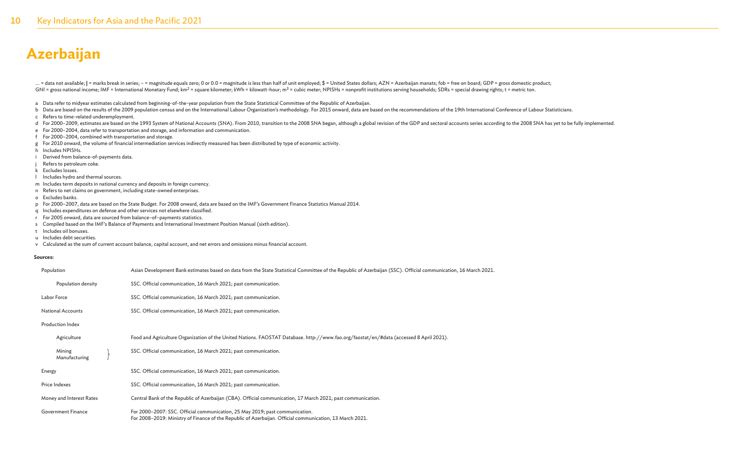# Azerbaijan

... = data not available; | = marks break in series; – = magnitude equals zero; 0 or 0.0 = magnitude is less than half of unit employed; $ = United States dollars; AZN = Azerbaijan manats; fob = free on board; GDP = gross domestic product; GNI = gross national income; IMF = International Monetary Fund; $km^2$ = square kilometer; kWh = kilowatt-hour; $m^3$ = cubic meter; NPISHs = nonprofit institutions serving households; SDRs = special drawing rights; t = metric ton.

- a Data refer to midyear estimates calculated from beginning-of-the-year population from the State Statistical Committee of the Republic of Azerbaijan.
- b Data are based on the results of the 2009 population census and on the International Labour Organization's methodology. For 2015 onward, data are based on the recommendations of the 19th International Conference of Labour Statisticians.
- c Refers to time-related underemployment.
- d For 2000–2009, estimates are based on the 1993 System of National Accounts (SNA). From 2010, transition to the 2008 SNA began, although a global revision of the GDP and sectoral accounts series according to the 2008 SNA has yet to be fully implemented.
- e For 2000–2004, data refer to transportation and storage, and information and communication.
- f For 2000–2004, combined with transportation and storage.
- g For 2010 onward, the volume of financial intermediation services indirectly measured has been distributed by type of economic activity.
- h Includes NPISHs.
- i Derived from balance-of-payments data.
- j Refers to petroleum coke.
- k Excludes losses.
- l Includes hydro and thermal sources.
- m Includes term deposits in national currency and deposits in foreign currency.
- n Refers to net claims on government, including state-owned enterprises.
- o Excludes banks.
- p For 2000–2007, data are based on the State Budget. For 2008 onward, data are based on the IMF's Government Finance Statistics Manual 2014.
- q Includes expenditures on defense and other services not elsewhere classified.
- r For 2005 onward, data are sourced from balance-of-payments statistics.
- s Compiled based on the IMF's Balance of Payments and International Investment Position Manual (sixth edition).
- t Includes oil bonuses.
- u Includes debt securities.
- v Calculated as the sum of current account balance, capital account, and net errors and omissions minus financial account.

**Sources:**

| | |
|---|---|
| Population | Asian Development Bank estimates based on data from the State Statistical Committee of the Republic of Azerbaijan (SSC). Official communication, 16 March 2021. |
| Population density | SSC. Official communication, 16 March 2021; past communication. |
| Labor Force | SSC. Official communication, 16 March 2021; past communication. |
| National Accounts | SSC. Official communication, 16 March 2021; past communication. |
| Production Index | |
| Agriculture | Food and Agriculture Organization of the United Nations. FAOSTAT Database. http://www.fao.org/faostat/en/#data (accessed 8 April 2021). |
| Mining, Manufacturing | SSC. Official communication, 16 March 2021; past communication. |
| Energy | SSC. Official communication, 16 March 2021; past communication. |
| Price Indexes | SSC. Official communication, 16 March 2021; past communication. |
| Money and Interest Rates | Central Bank of the Republic of Azerbaijan (CBA). Official communication, 17 March 2021; past communication. |
| Government Finance | For 2000–2007: SSC. Official communication, 25 May 2019; past communication. For 2008–2019: Ministry of Finance of the Republic of Azerbaijan. Official communication, 13 March 2021. |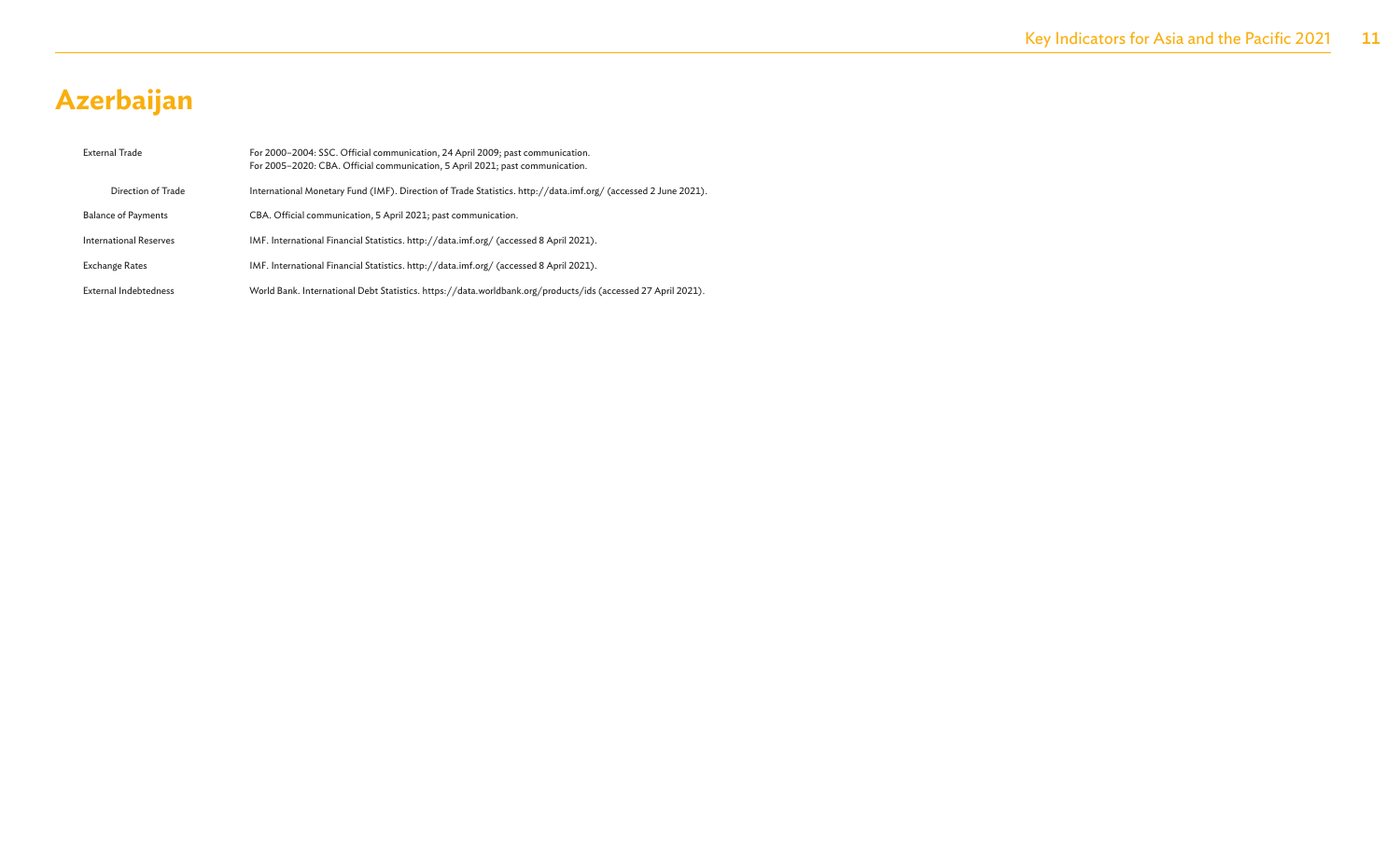# Azerbaijan

| | |
|---|---|
| External Trade | For 2000–2004: SSC. Official communication, 24 April 2009; past communication.<br>For 2005–2020: CBA. Official communication, 5 April 2021; past communication. |
| Direction of Trade | International Monetary Fund (IMF). Direction of Trade Statistics. http://data.imf.org/ (accessed 2 June 2021). |
| Balance of Payments | CBA. Official communication, 5 April 2021; past communication. |
| International Reserves | IMF. International Financial Statistics. http://data.imf.org/ (accessed 8 April 2021). |
| Exchange Rates | IMF. International Financial Statistics. http://data.imf.org/ (accessed 8 April 2021). |
| External Indebtedness | World Bank. International Debt Statistics. https://data.worldbank.org/products/ids (accessed 27 April 2021). |